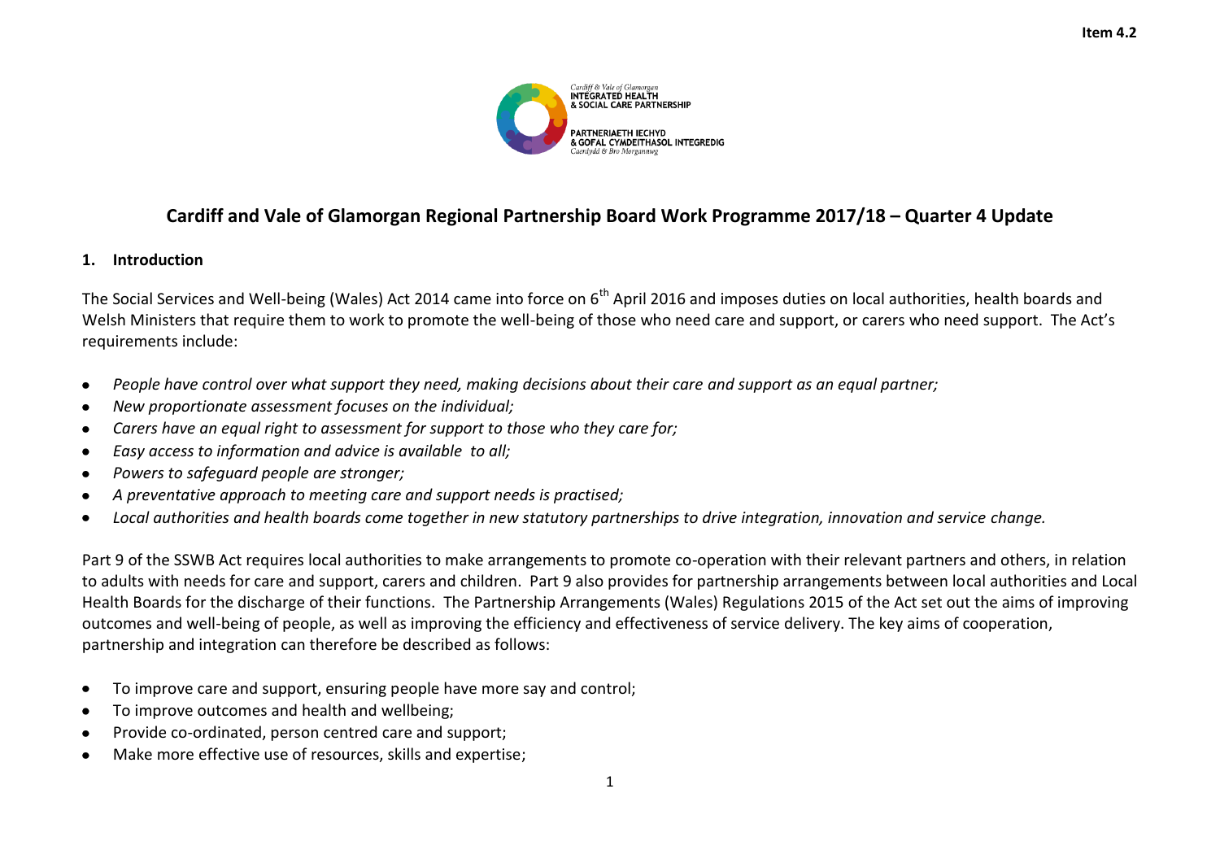Item 4.2

Cardiff & Vale of Glamorgan
INTEGRATED HEALTH
& SOCIAL CARE PARTNERSHIP

PARTNERIAETH IECHYD
& GOFAL CYMDEITHASOL INTEGREDIG
Caerdydd & Bro Morgannwg

# Cardiff and Vale of Glamorgan Regional Partnership Board Work Programme 2017/18 – Quarter 4 Update

## 1. Introduction

The Social Services and Well-being (Wales) Act 2014 came into force on 6th April 2016 and imposes duties on local authorities, health boards and Welsh Ministers that require them to work to promote the well-being of those who need care and support, or carers who need support. The Act's requirements include:

- *People have control over what support they need, making decisions about their care and support as an equal partner;*
- *New proportionate assessment focuses on the individual;*
- *Carers have an equal right to assessment for support to those who they care for;*
- *Easy access to information and advice is available to all;*
- *Powers to safeguard people are stronger;*
- *A preventative approach to meeting care and support needs is practised;*
- *Local authorities and health boards come together in new statutory partnerships to drive integration, innovation and service change.*

Part 9 of the SSWB Act requires local authorities to make arrangements to promote co-operation with their relevant partners and others, in relation to adults with needs for care and support, carers and children. Part 9 also provides for partnership arrangements between local authorities and Local Health Boards for the discharge of their functions. The Partnership Arrangements (Wales) Regulations 2015 of the Act set out the aims of improving outcomes and well-being of people, as well as improving the efficiency and effectiveness of service delivery. The key aims of cooperation, partnership and integration can therefore be described as follows:

- To improve care and support, ensuring people have more say and control;
- To improve outcomes and health and wellbeing;
- Provide co-ordinated, person centred care and support;
- Make more effective use of resources, skills and expertise;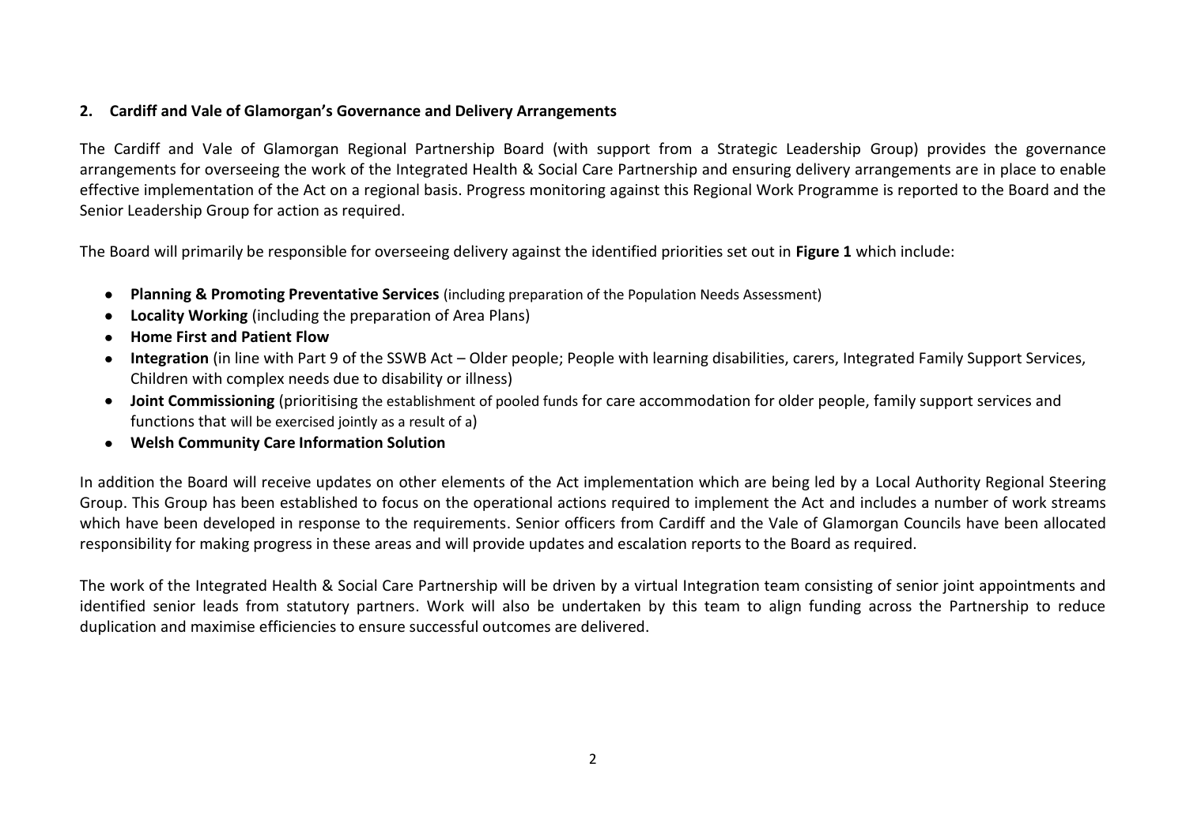## 2. Cardiff and Vale of Glamorgan's Governance and Delivery Arrangements

The Cardiff and Vale of Glamorgan Regional Partnership Board (with support from a Strategic Leadership Group) provides the governance arrangements for overseeing the work of the Integrated Health & Social Care Partnership and ensuring delivery arrangements are in place to enable effective implementation of the Act on a regional basis. Progress monitoring against this Regional Work Programme is reported to the Board and the Senior Leadership Group for action as required.

The Board will primarily be responsible for overseeing delivery against the identified priorities set out in **Figure 1** which include:

- **Planning & Promoting Preventative Services** (including preparation of the Population Needs Assessment)
- **Locality Working** (including the preparation of Area Plans)
- **Home First and Patient Flow**
- **Integration** (in line with Part 9 of the SSWB Act – Older people; People with learning disabilities, carers, Integrated Family Support Services, Children with complex needs due to disability or illness)
- **Joint Commissioning** (prioritising the establishment of pooled funds for care accommodation for older people, family support services and functions that will be exercised jointly as a result of a)
- **Welsh Community Care Information Solution**

In addition the Board will receive updates on other elements of the Act implementation which are being led by a Local Authority Regional Steering Group. This Group has been established to focus on the operational actions required to implement the Act and includes a number of work streams which have been developed in response to the requirements. Senior officers from Cardiff and the Vale of Glamorgan Councils have been allocated responsibility for making progress in these areas and will provide updates and escalation reports to the Board as required.

The work of the Integrated Health & Social Care Partnership will be driven by a virtual Integration team consisting of senior joint appointments and identified senior leads from statutory partners. Work will also be undertaken by this team to align funding across the Partnership to reduce duplication and maximise efficiencies to ensure successful outcomes are delivered.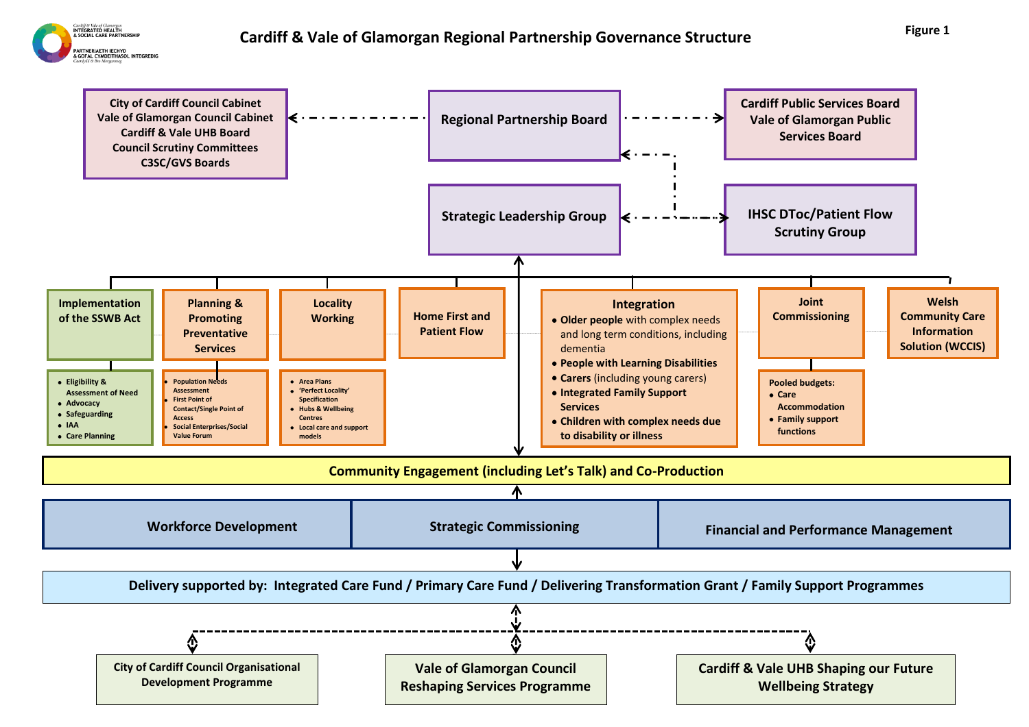# Cardiff & Vale of Glamorgan Regional Partnership Governance Structure

Figure 1

Cardiff & Vale of Glamorgan Integrated Health & Social Care Partnership
Partneriaeth Iechyd & Gofal Cymdeithasol Integredig Caerdydd & Bro Morgannwg

**Regional Partnership Board**

- City of Cardiff Council Cabinet
- Vale of Glamorgan Council Cabinet
- Cardiff & Vale UHB Board
- Council Scrutiny Committees
- C3SC/GVS Boards

**Cardiff Public Services Board**
**Vale of Glamorgan Public Services Board**

**Strategic Leadership Group**

**IHSC DToc/Patient Flow Scrutiny Group**

**Implementation of the SSWB Act**
- Eligibility & Assessment of Need
- Advocacy
- Safeguarding
- IAA
- Care Planning

**Planning & Promoting Preventative Services**
- Population Needs Assessment
- First Point of Contact/Single Point of Access
- Social Enterprises/Social Value Forum

**Locality Working**
- Area Plans
- 'Perfect Locality' Specification
- Hubs & Wellbeing Centres
- Local care and support models

**Home First and Patient Flow**

**Integration**
- **Older people** with complex needs and long term conditions, including dementia
- **People with Learning Disabilities**
- **Carers** (including young carers)
- **Integrated Family Support Services**
- **Children with complex needs due to disability or illness**

**Joint Commissioning**

Pooled budgets:
- Care Accommodation
- Family support functions

**Welsh Community Care Information Solution (WCCIS)**

**Community Engagement (including Let's Talk) and Co-Production**

**Workforce Development** | **Strategic Commissioning** | **Financial and Performance Management**

**Delivery supported by: Integrated Care Fund / Primary Care Fund / Delivering Transformation Grant / Family Support Programmes**

- City of Cardiff Council Organisational Development Programme
- Vale of Glamorgan Council Reshaping Services Programme
- Cardiff & Vale UHB Shaping our Future Wellbeing Strategy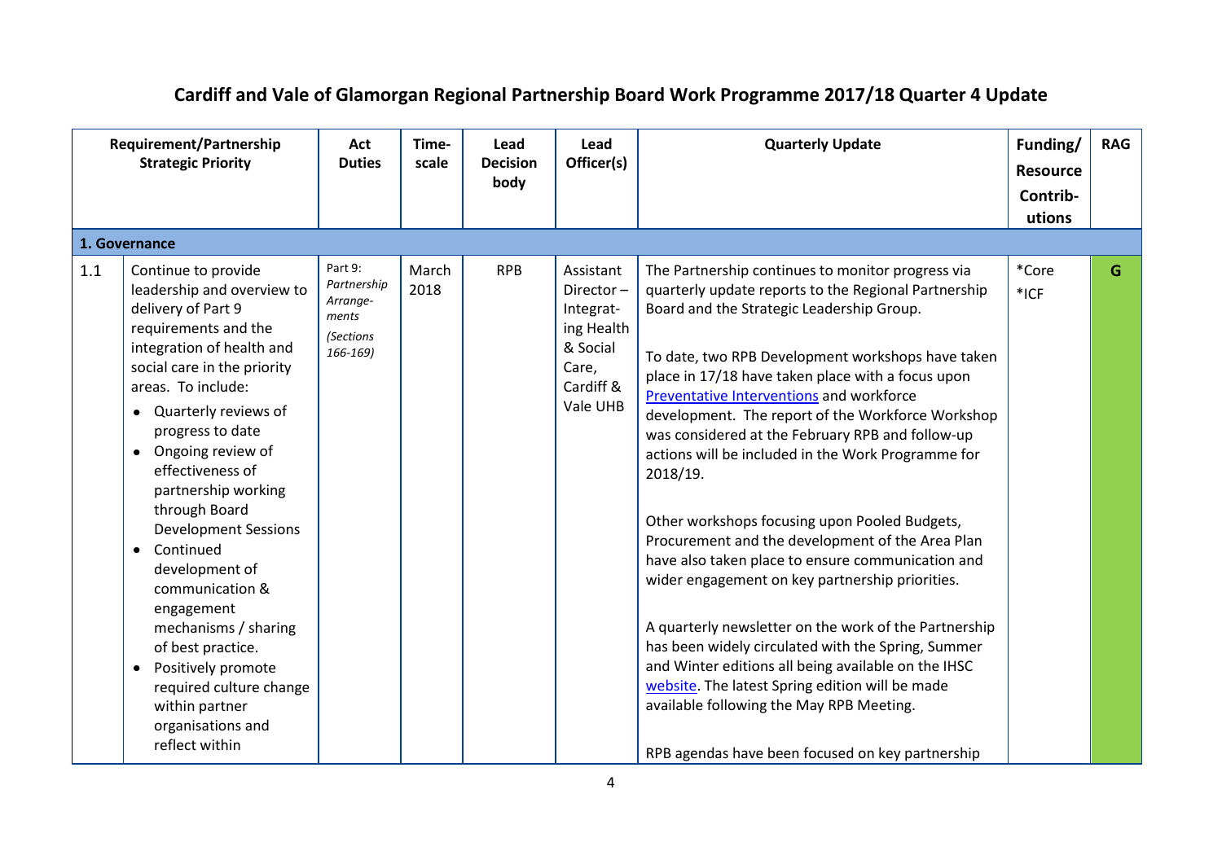# Cardiff and Vale of Glamorgan Regional Partnership Board Work Programme 2017/18 Quarter 4 Update

| Requirement/Partnership Strategic Priority | | Act Duties | Time-scale | Lead Decision body | Lead Officer(s) | Quarterly Update | Funding/ Resource Contrib-utions | RAG |
|---|---|---|---|---|---|---|---|---|
| **1. Governance** | | | | | | | | |
| 1.1 | Continue to provide leadership and overview to delivery of Part 9 requirements and the integration of health and social care in the priority areas. To include:<br>• Quarterly reviews of progress to date<br>• Ongoing review of effectiveness of partnership working through Board Development Sessions<br>• Continued development of communication & engagement mechanisms / sharing of best practice.<br>• Positively promote required culture change within partner organisations and reflect within | Part 9: *Partnership Arrange-ments* *(Sections 166-169)* | March 2018 | RPB | Assistant Director – Integrat-ing Health & Social Care, Cardiff & Vale UHB | The Partnership continues to monitor progress via quarterly update reports to the Regional Partnership Board and the Strategic Leadership Group.<br><br>To date, two RPB Development workshops have taken place in 17/18 have taken place with a focus upon Preventative Interventions and workforce development. The report of the Workforce Workshop was considered at the February RPB and follow-up actions will be included in the Work Programme for 2018/19.<br><br>Other workshops focusing upon Pooled Budgets, Procurement and the development of the Area Plan have also taken place to ensure communication and wider engagement on key partnership priorities.<br><br>A quarterly newsletter on the work of the Partnership has been widely circulated with the Spring, Summer and Winter editions all being available on the IHSC website. The latest Spring edition will be made available following the May RPB Meeting.<br><br>RPB agendas have been focused on key partnership | *Core<br>*ICF | G |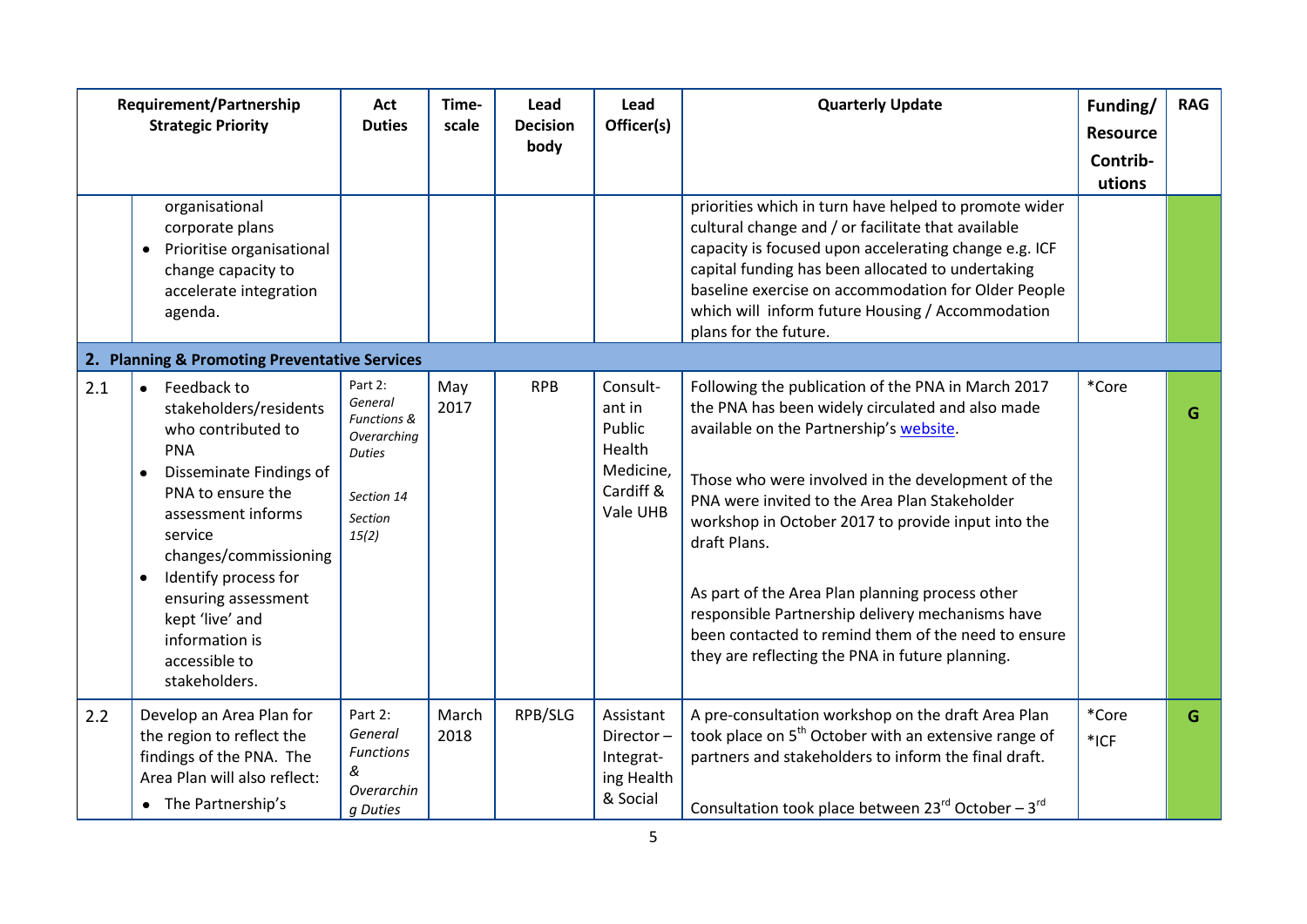| | Requirement/Partnership Strategic Priority | Act Duties | Time-scale | Lead Decision body | Lead Officer(s) | Quarterly Update | Funding/ Resource Contrib-utions | RAG |
|---|---|---|---|---|---|---|---|---|
| | organisational corporate plans<br>• Prioritise organisational change capacity to accelerate integration agenda. | | | | | priorities which in turn have helped to promote wider cultural change and / or facilitate that available capacity is focused upon accelerating change e.g. ICF capital funding has been allocated to undertaking baseline exercise on accommodation for Older People which will inform future Housing / Accommodation plans for the future. | | |
| **2. Planning & Promoting Preventative Services** | | | | | | | | |
| 2.1 | • Feedback to stakeholders/residents who contributed to PNA<br>• Disseminate Findings of PNA to ensure the assessment informs service changes/commissioning<br>• Identify process for ensuring assessment kept 'live' and information is accessible to stakeholders. | Part 2: *General Functions & Overarching Duties*<br><br>*Section 14*<br>*Section 15(2)* | May 2017 | RPB | Consult-ant in Public Health Medicine, Cardiff & Vale UHB | Following the publication of the PNA in March 2017 the PNA has been widely circulated and also made available on the Partnership's website.<br><br>Those who were involved in the development of the PNA were invited to the Area Plan Stakeholder workshop in October 2017 to provide input into the draft Plans.<br><br>As part of the Area Plan planning process other responsible Partnership delivery mechanisms have been contacted to remind them of the need to ensure they are reflecting the PNA in future planning. | *Core | G |
| 2.2 | Develop an Area Plan for the region to reflect the findings of the PNA. The Area Plan will also reflect:<br>• The Partnership's | Part 2: *General Functions & Overarching Duties* | March 2018 | RPB/SLG | Assistant Director – Integrat-ing Health & Social | A pre-consultation workshop on the draft Area Plan took place on 5th October with an extensive range of partners and stakeholders to inform the final draft.<br><br>Consultation took place between 23rd October – 3rd | *Core<br>*ICF | G |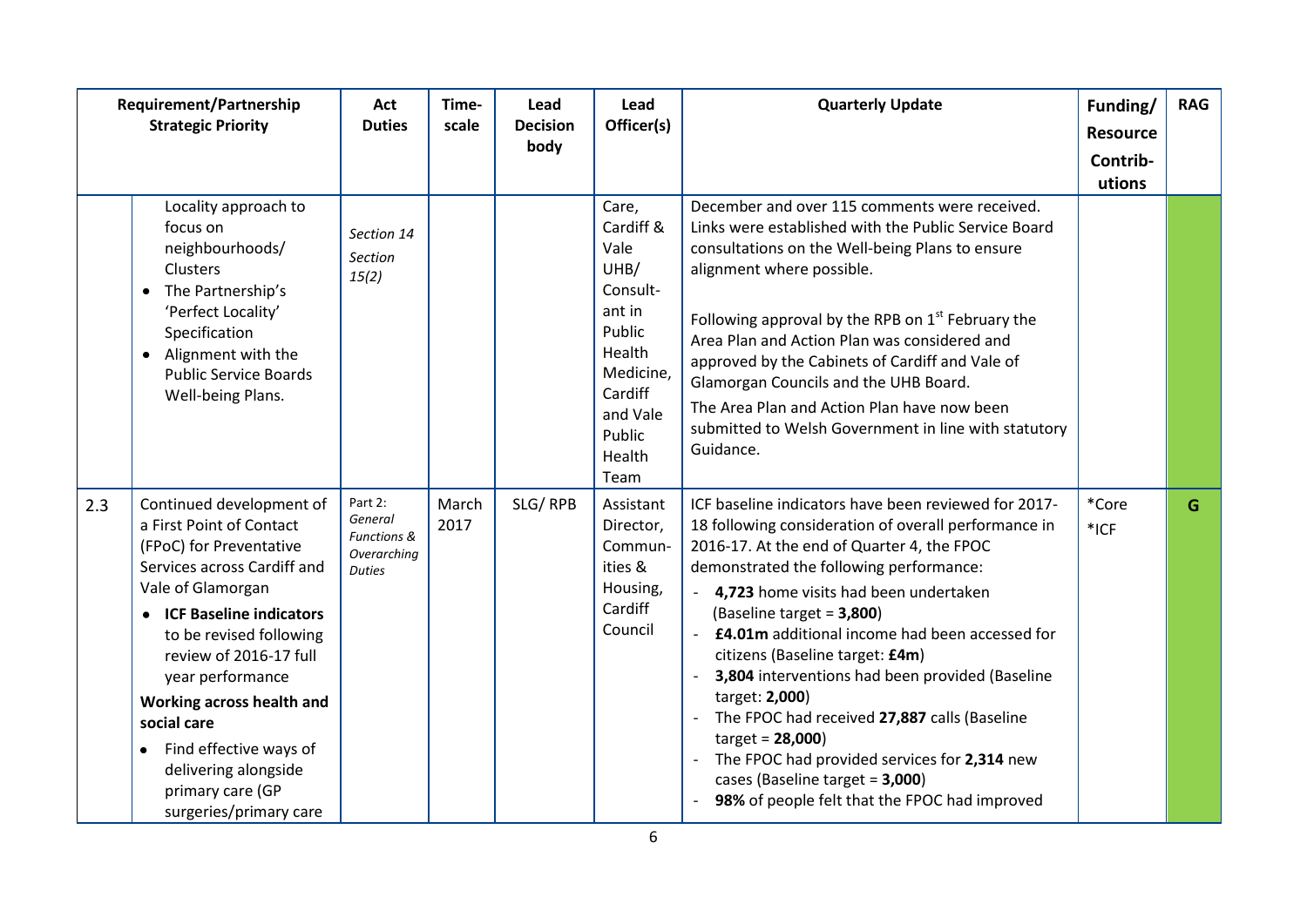| Requirement/Partnership Strategic Priority | | Act Duties | Time-scale | Lead Decision body | Lead Officer(s) | Quarterly Update | Funding/ Resource Contrib-utions | RAG |
|---|---|---|---|---|---|---|---|---|
| | Locality approach to focus on neighbourhoods/ Clusters<br>• The Partnership's 'Perfect Locality' Specification<br>• Alignment with the Public Service Boards Well-being Plans. | *Section 14*<br>*Section 15(2)* | | | Care, Cardiff & Vale UHB/ Consult-ant in Public Health Medicine, Cardiff and Vale Public Health Team | December and over 115 comments were received. Links were established with the Public Service Board consultations on the Well-being Plans to ensure alignment where possible.<br><br>Following approval by the RPB on 1st February the Area Plan and Action Plan was considered and approved by the Cabinets of Cardiff and Vale of Glamorgan Councils and the UHB Board.<br>The Area Plan and Action Plan have now been submitted to Welsh Government in line with statutory Guidance. | | |
| 2.3 | Continued development of a First Point of Contact (FPoC) for Preventative Services across Cardiff and Vale of Glamorgan<br>• **ICF Baseline indicators** to be revised following review of 2016-17 full year performance<br>**Working across health and social care**<br>• Find effective ways of delivering alongside primary care (GP surgeries/primary care | Part 2: *General Functions & Overarching Duties* | March 2017 | SLG/ RPB | Assistant Director, Commun-ities & Housing, Cardiff Council | ICF baseline indicators have been reviewed for 2017-18 following consideration of overall performance in 2016-17. At the end of Quarter 4, the FPOC demonstrated the following performance:<br>- **4,723** home visits had been undertaken (Baseline target = **3,800**)<br>- **£4.01m** additional income had been accessed for citizens (Baseline target: **£4m**)<br>- **3,804** interventions had been provided (Baseline target: **2,000**)<br>- The FPOC had received **27,887** calls (Baseline target = **28,000**)<br>- The FPOC had provided services for **2,314** new cases (Baseline target = **3,000**)<br>- **98%** of people felt that the FPOC had improved | *Core<br>*ICF | G |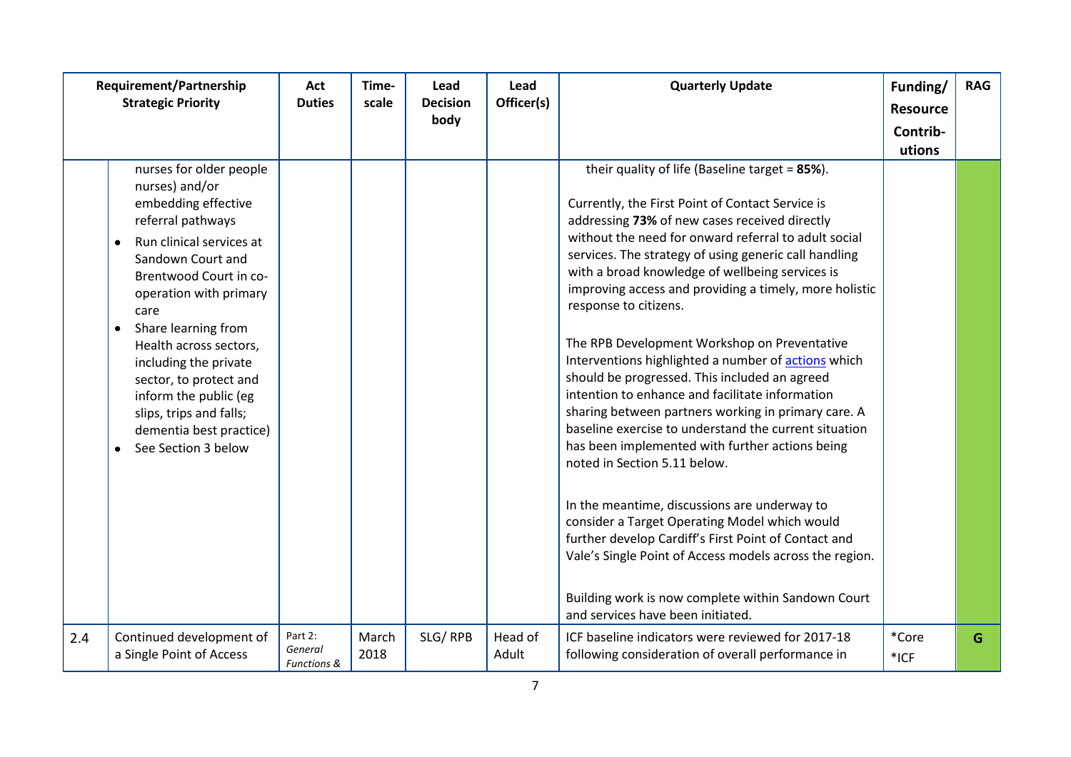| | Requirement/Partnership Strategic Priority | Act Duties | Time-scale | Lead Decision body | Lead Officer(s) | Quarterly Update | Funding/ Resource Contrib-utions | RAG |
|---|---|---|---|---|---|---|---|---|
| | nurses for older people nurses) and/or embedding effective referral pathways<br>• Run clinical services at Sandown Court and Brentwood Court in co-operation with primary care<br>• Share learning from Health across sectors, including the private sector, to protect and inform the public (eg slips, trips and falls; dementia best practice)<br>• See Section 3 below | | | | | their quality of life (Baseline target = **85%**).<br><br>Currently, the First Point of Contact Service is addressing **73%** of new cases received directly without the need for onward referral to adult social services. The strategy of using generic call handling with a broad knowledge of wellbeing services is improving access and providing a timely, more holistic response to citizens.<br><br>The RPB Development Workshop on Preventative Interventions highlighted a number of actions which should be progressed. This included an agreed intention to enhance and facilitate information sharing between partners working in primary care. A baseline exercise to understand the current situation has been implemented with further actions being noted in Section 5.11 below.<br><br>In the meantime, discussions are underway to consider a Target Operating Model which would further develop Cardiff's First Point of Contact and Vale's Single Point of Access models across the region.<br><br>Building work is now complete within Sandown Court and services have been initiated. | | |
| 2.4 | Continued development of a Single Point of Access | Part 2: *General Functions &* | March 2018 | SLG/ RPB | Head of Adult | ICF baseline indicators were reviewed for 2017-18 following consideration of overall performance in | *Core<br>*ICF | G |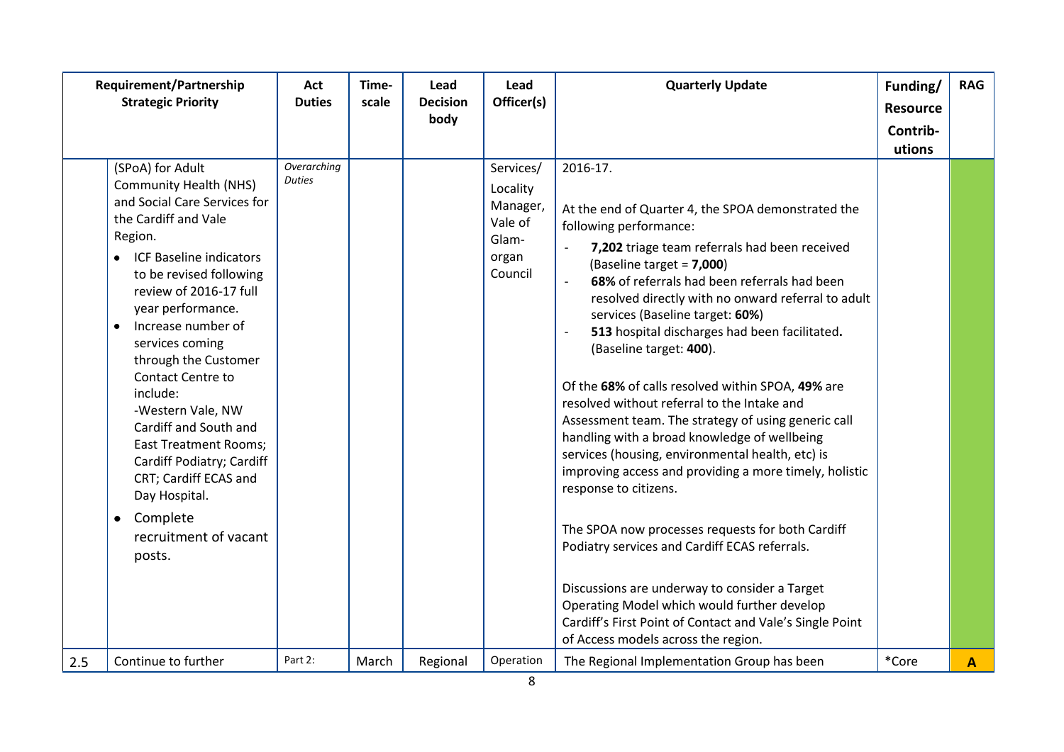| | Requirement/Partnership Strategic Priority | Act Duties | Time-scale | Lead Decision body | Lead Officer(s) | Quarterly Update | Funding/ Resource Contrib-utions | RAG |
|---|---|---|---|---|---|---|---|---|
| | (SPoA) for Adult Community Health (NHS) and Social Care Services for the Cardiff and Vale Region.<br>• ICF Baseline indicators to be revised following review of 2016-17 full year performance.<br>• Increase number of services coming through the Customer Contact Centre to include:<br>-Western Vale, NW Cardiff and South and East Treatment Rooms; Cardiff Podiatry; Cardiff CRT; Cardiff ECAS and Day Hospital.<br>• Complete recruitment of vacant posts. | *Overarching Duties* | | | Services/ Locality Manager, Vale of Glam-organ Council | 2016-17.<br><br>At the end of Quarter 4, the SPOA demonstrated the following performance:<br>- **7,202** triage team referrals had been received (Baseline target = **7,000**)<br>- **68%** of referrals had been referrals had been resolved directly with no onward referral to adult services (Baseline target: **60%**)<br>- **513** hospital discharges had been facilitated**.** (Baseline target: **400**).<br><br>Of the **68%** of calls resolved within SPOA, **49%** are resolved without referral to the Intake and Assessment team. The strategy of using generic call handling with a broad knowledge of wellbeing services (housing, environmental health, etc) is improving access and providing a more timely, holistic response to citizens.<br><br>The SPOA now processes requests for both Cardiff Podiatry services and Cardiff ECAS referrals.<br><br>Discussions are underway to consider a Target Operating Model which would further develop Cardiff's First Point of Contact and Vale's Single Point of Access models across the region. | | |
| 2.5 | Continue to further | Part 2: | March | Regional | Operation | The Regional Implementation Group has been | *Core | **A** |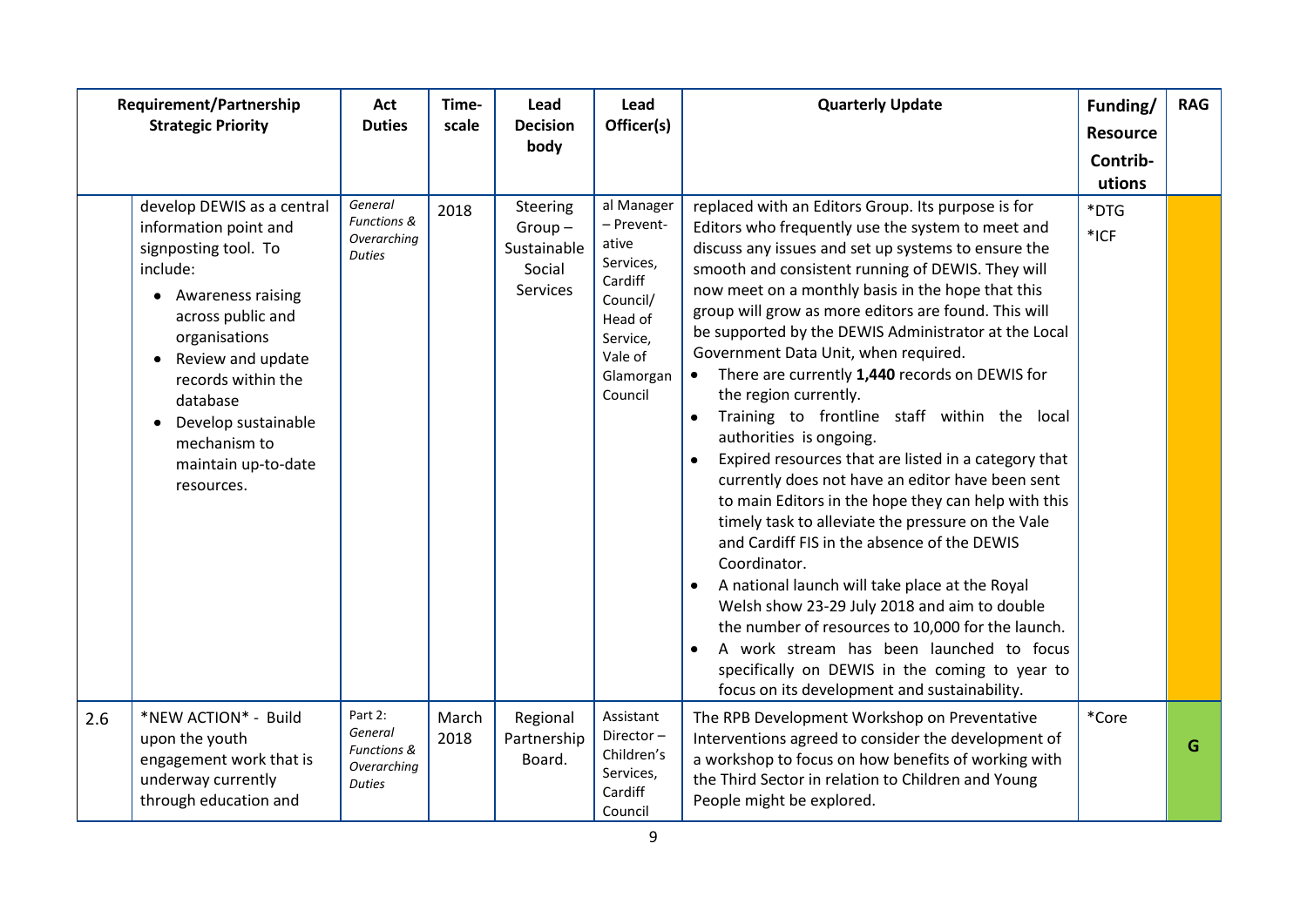| Requirement/Partnership Strategic Priority | | Act Duties | Time-scale | Lead Decision body | Lead Officer(s) | Quarterly Update | Funding/ Resource Contrib-utions | RAG |
|---|---|---|---|---|---|---|---|---|
| | develop DEWIS as a central information point and signposting tool. To include: <br>• Awareness raising across public and organisations <br>• Review and update records within the database <br>• Develop sustainable mechanism to maintain up-to-date resources. | *General Functions & Overarching Duties* | 2018 | Steering Group – Sustainable Social Services | al Manager – Prevent-ative Services, Cardiff Council/ Head of Service, Vale of Glamorgan Council | replaced with an Editors Group. Its purpose is for Editors who frequently use the system to meet and discuss any issues and set up systems to ensure the smooth and consistent running of DEWIS. They will now meet on a monthly basis in the hope that this group will grow as more editors are found. This will be supported by the DEWIS Administrator at the Local Government Data Unit, when required. <br>• There are currently **1,440** records on DEWIS for the region currently. <br>• Training to frontline staff within the local authorities is ongoing. <br>• Expired resources that are listed in a category that currently does not have an editor have been sent to main Editors in the hope they can help with this timely task to alleviate the pressure on the Vale and Cardiff FIS in the absence of the DEWIS Coordinator. <br>• A national launch will take place at the Royal Welsh show 23-29 July 2018 and aim to double the number of resources to 10,000 for the launch. <br>• A work stream has been launched to focus specifically on DEWIS in the coming to year to focus on its development and sustainability. | *DTG <br>*ICF | |
| 2.6 | *NEW ACTION* - Build upon the youth engagement work that is underway currently through education and | Part 2: *General Functions & Overarching Duties* | March 2018 | Regional Partnership Board. | Assistant Director – Children's Services, Cardiff Council | The RPB Development Workshop on Preventative Interventions agreed to consider the development of a workshop to focus on how benefits of working with the Third Sector in relation to Children and Young People might be explored. | *Core | G |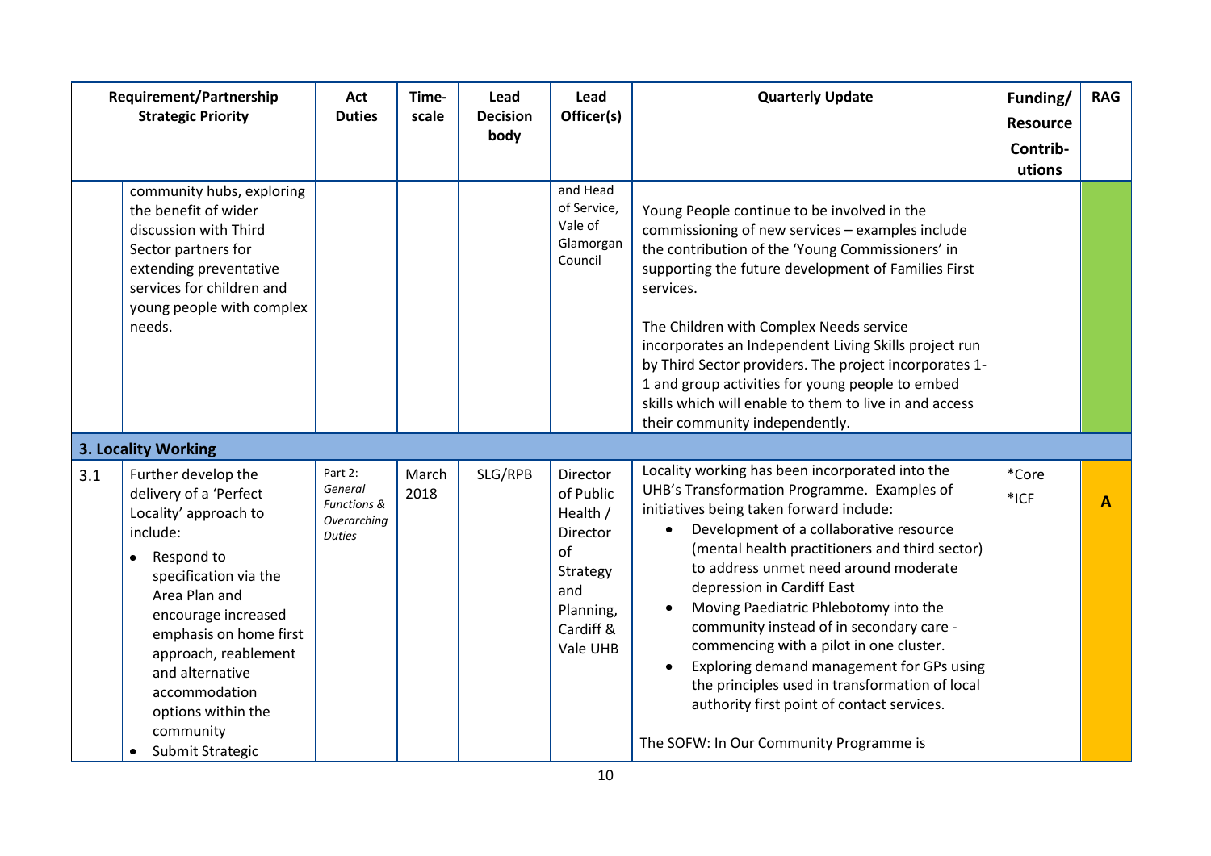| | Requirement/Partnership Strategic Priority | Act Duties | Time-scale | Lead Decision body | Lead Officer(s) | Quarterly Update | Funding/ Resource Contrib-utions | RAG |
|---|---|---|---|---|---|---|---|---|
| | community hubs, exploring the benefit of wider discussion with Third Sector partners for extending preventative services for children and young people with complex needs. | | | | and Head of Service, Vale of Glamorgan Council | Young People continue to be involved in the commissioning of new services – examples include the contribution of the 'Young Commissioners' in supporting the future development of Families First services.<br><br>The Children with Complex Needs service incorporates an Independent Living Skills project run by Third Sector providers. The project incorporates 1-1 and group activities for young people to embed skills which will enable to them to live in and access their community independently. | | |
| **3. Locality Working** | | | | | | | | |
| 3.1 | Further develop the delivery of a 'Perfect Locality' approach to include:<br>• Respond to specification via the Area Plan and encourage increased emphasis on home first approach, reablement and alternative accommodation options within the community<br>• Submit Strategic | Part 2: *General Functions & Overarching Duties* | March 2018 | SLG/RPB | Director of Public Health / Director of Strategy and Planning, Cardiff & Vale UHB | Locality working has been incorporated into the UHB's Transformation Programme. Examples of initiatives being taken forward include:<br>• Development of a collaborative resource (mental health practitioners and third sector) to address unmet need around moderate depression in Cardiff East<br>• Moving Paediatric Phlebotomy into the community instead of in secondary care - commencing with a pilot in one cluster.<br>• Exploring demand management for GPs using the principles used in transformation of local authority first point of contact services.<br><br>The SOFW: In Our Community Programme is | *Core<br>*ICF | A |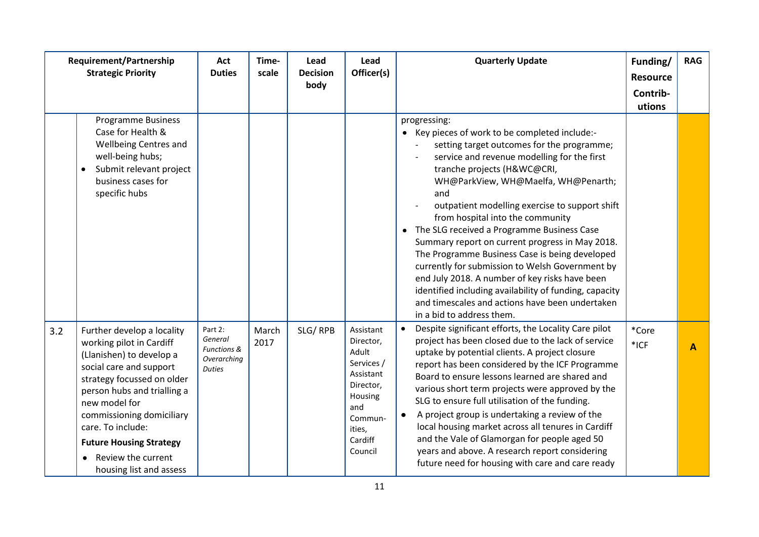| | Requirement/Partnership Strategic Priority | Act Duties | Time-scale | Lead Decision body | Lead Officer(s) | Quarterly Update | Funding/ Resource Contrib-utions | RAG |
|---|---|---|---|---|---|---|---|---|
| | Programme Business Case for Health & Wellbeing Centres and well-being hubs;<br>• Submit relevant project business cases for specific hubs | | | | | progressing:<br>• Key pieces of work to be completed include:-<br>- setting target outcomes for the programme;<br>- service and revenue modelling for the first tranche projects (H&WC@CRI, WH@ParkView, WH@Maelfa, WH@Penarth; and<br>- outpatient modelling exercise to support shift from hospital into the community<br>• The SLG received a Programme Business Case Summary report on current progress in May 2018. The Programme Business Case is being developed currently for submission to Welsh Government by end July 2018. A number of key risks have been identified including availability of funding, capacity and timescales and actions have been undertaken in a bid to address them. | | |
| 3.2 | Further develop a locality working pilot in Cardiff (Llanishen) to develop a social care and support strategy focussed on older person hubs and trialling a new model for commissioning domiciliary care. To include:<br>**Future Housing Strategy**<br>• Review the current housing list and assess | Part 2: *General Functions & Overarching Duties* | March 2017 | SLG/ RPB | Assistant Director, Adult Services / Assistant Director, Housing and Commun-ities, Cardiff Council | • Despite significant efforts, the Locality Care pilot project has been closed due to the lack of service uptake by potential clients. A project closure report has been considered by the ICF Programme Board to ensure lessons learned are shared and various short term projects were approved by the SLG to ensure full utilisation of the funding.<br>• A project group is undertaking a review of the local housing market across all tenures in Cardiff and the Vale of Glamorgan for people aged 50 years and above. A research report considering future need for housing with care and care ready | *Core<br>*ICF | **A** |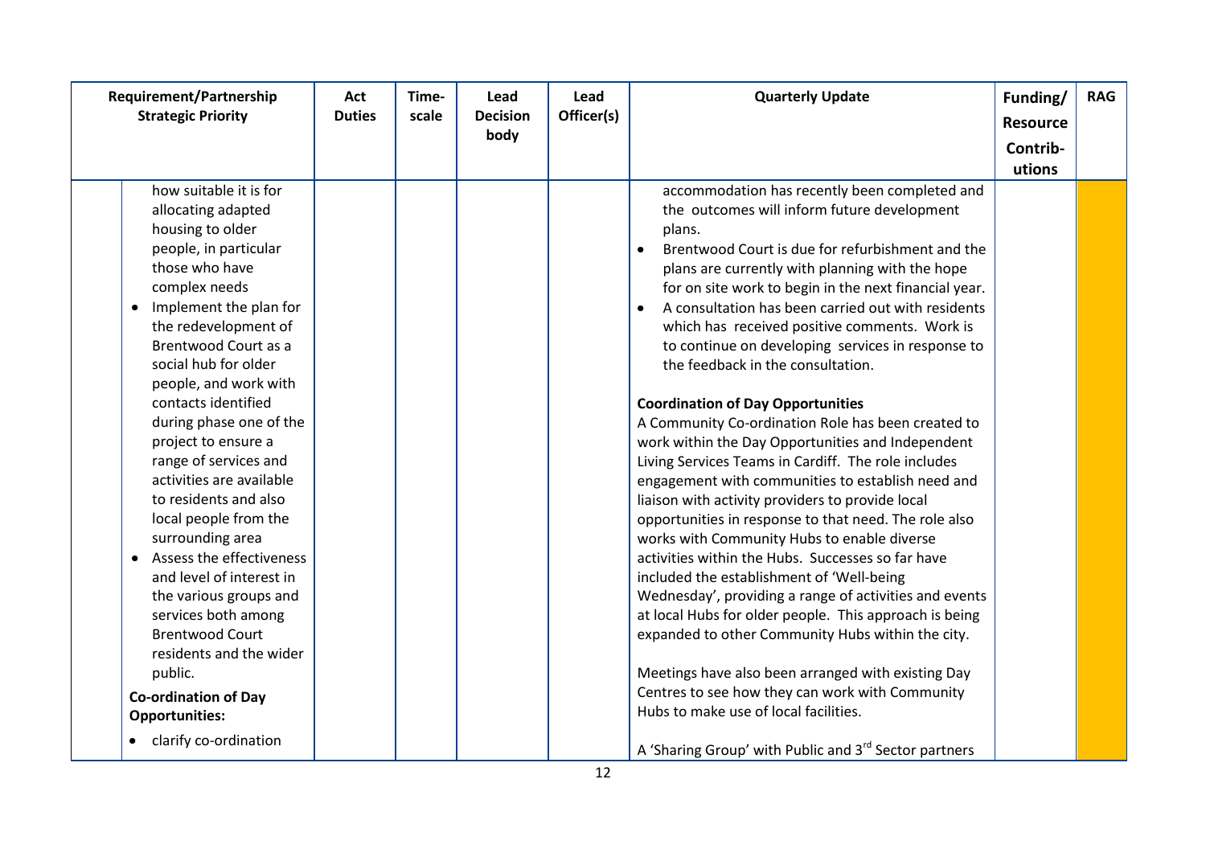| Requirement/Partnership Strategic Priority | Act Duties | Time-scale | Lead Decision body | Lead Officer(s) | Quarterly Update | Funding/ Resource Contrib-utions | RAG |
|---|---|---|---|---|---|---|---|
| how suitable it is for allocating adapted housing to older people, in particular those who have complex needs<br>• Implement the plan for the redevelopment of Brentwood Court as a social hub for older people, and work with contacts identified during phase one of the project to ensure a range of services and activities are available to residents and also local people from the surrounding area<br>• Assess the effectiveness and level of interest in the various groups and services both among Brentwood Court residents and the wider public.<br>**Co-ordination of Day Opportunities:**<br>• clarify co-ordination | | | | | accommodation has recently been completed and the outcomes will inform future development plans.<br>• Brentwood Court is due for refurbishment and the plans are currently with planning with the hope for on site work to begin in the next financial year.<br>• A consultation has been carried out with residents which has received positive comments. Work is to continue on developing services in response to the feedback in the consultation.<br><br>**Coordination of Day Opportunities**<br>A Community Co-ordination Role has been created to work within the Day Opportunities and Independent Living Services Teams in Cardiff. The role includes engagement with communities to establish need and liaison with activity providers to provide local opportunities in response to that need. The role also works with Community Hubs to enable diverse activities within the Hubs. Successes so far have included the establishment of 'Well-being Wednesday', providing a range of activities and events at local Hubs for older people. This approach is being expanded to other Community Hubs within the city.<br><br>Meetings have also been arranged with existing Day Centres to see how they can work with Community Hubs to make use of local facilities.<br><br>A 'Sharing Group' with Public and 3rd Sector partners | | |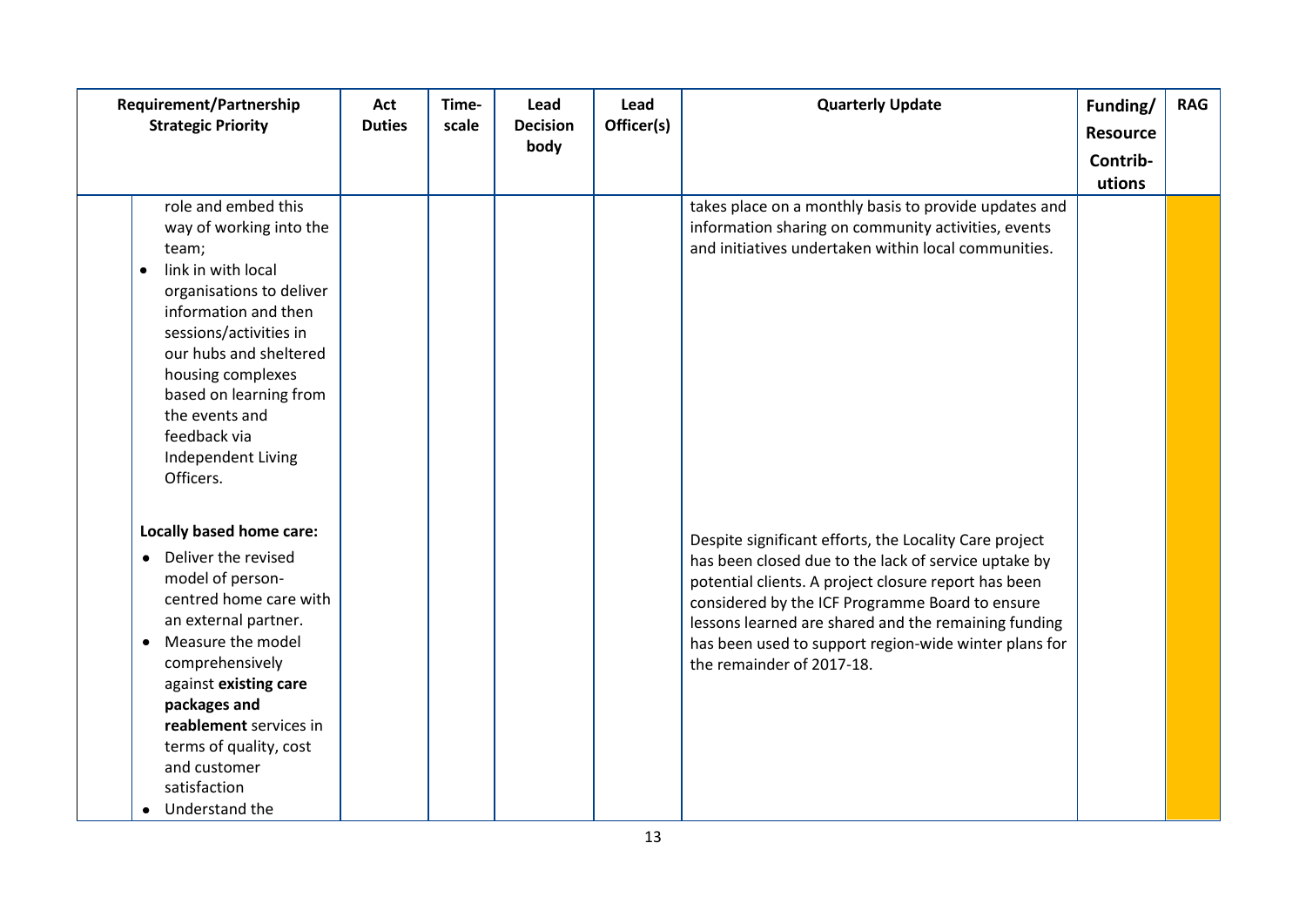| Requirement/Partnership Strategic Priority | Act Duties | Time-scale | Lead Decision body | Lead Officer(s) | Quarterly Update | Funding/ Resource Contrib-utions | RAG |
|---|---|---|---|---|---|---|---|
| role and embed this way of working into the team;<br>• link in with local organisations to deliver information and then sessions/activities in our hubs and sheltered housing complexes based on learning from the events and feedback via Independent Living Officers. | | | | | takes place on a monthly basis to provide updates and information sharing on community activities, events and initiatives undertaken within local communities. | | |
| **Locally based home care:**<br>• Deliver the revised model of person-centred home care with an external partner.<br>• Measure the model comprehensively against **existing care packages and reablement** services in terms of quality, cost and customer satisfaction<br>• Understand the | | | | | Despite significant efforts, the Locality Care project has been closed due to the lack of service uptake by potential clients. A project closure report has been considered by the ICF Programme Board to ensure lessons learned are shared and the remaining funding has been used to support region-wide winter plans for the remainder of 2017-18. | | |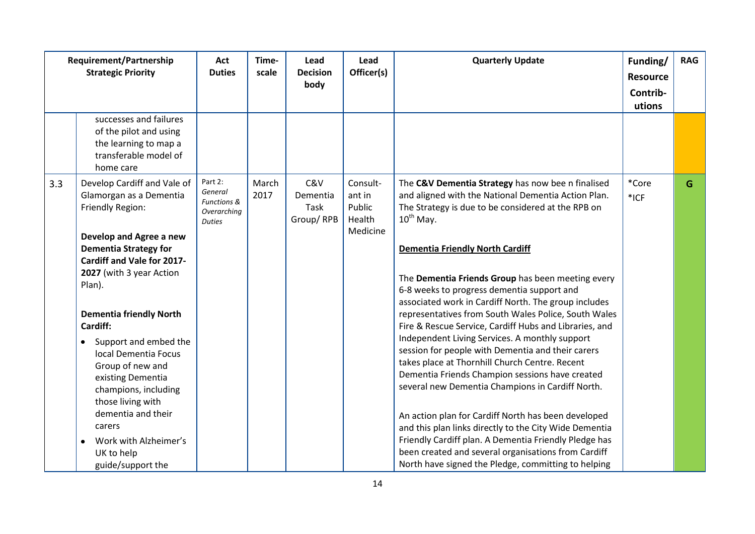| Requirement/Partnership Strategic Priority | | Act Duties | Time-scale | Lead Decision body | Lead Officer(s) | Quarterly Update | Funding/ Resource Contrib-utions | RAG |
|---|---|---|---|---|---|---|---|---|
| | successes and failures of the pilot and using the learning to map a transferable model of home care | | | | | | | |
| 3.3 | Develop Cardiff and Vale of Glamorgan as a Dementia Friendly Region:<br><br>**Develop and Agree a new Dementia Strategy for Cardiff and Vale for 2017-2027** (with 3 year Action Plan).<br><br>**Dementia friendly North Cardiff:**<br>• Support and embed the local Dementia Focus Group of new and existing Dementia champions, including those living with dementia and their carers<br>• Work with Alzheimer's UK to help guide/support the | Part 2: *General Functions & Overarching Duties* | March 2017 | C&V Dementia Task Group/ RPB | Consult-ant in Public Health Medicine | The **C&V Dementia Strategy** has now bee n finalised and aligned with the National Dementia Action Plan. The Strategy is due to be considered at the RPB on 10th May.<br><br>**Dementia Friendly North Cardiff**<br><br>The **Dementia Friends Group** has been meeting every 6-8 weeks to progress dementia support and associated work in Cardiff North. The group includes representatives from South Wales Police, South Wales Fire & Rescue Service, Cardiff Hubs and Libraries, and Independent Living Services. A monthly support session for people with Dementia and their carers takes place at Thornhill Church Centre. Recent Dementia Friends Champion sessions have created several new Dementia Champions in Cardiff North.<br><br>An action plan for Cardiff North has been developed and this plan links directly to the City Wide Dementia Friendly Cardiff plan. A Dementia Friendly Pledge has been created and several organisations from Cardiff North have signed the Pledge, committing to helping | *Core<br>*ICF | G |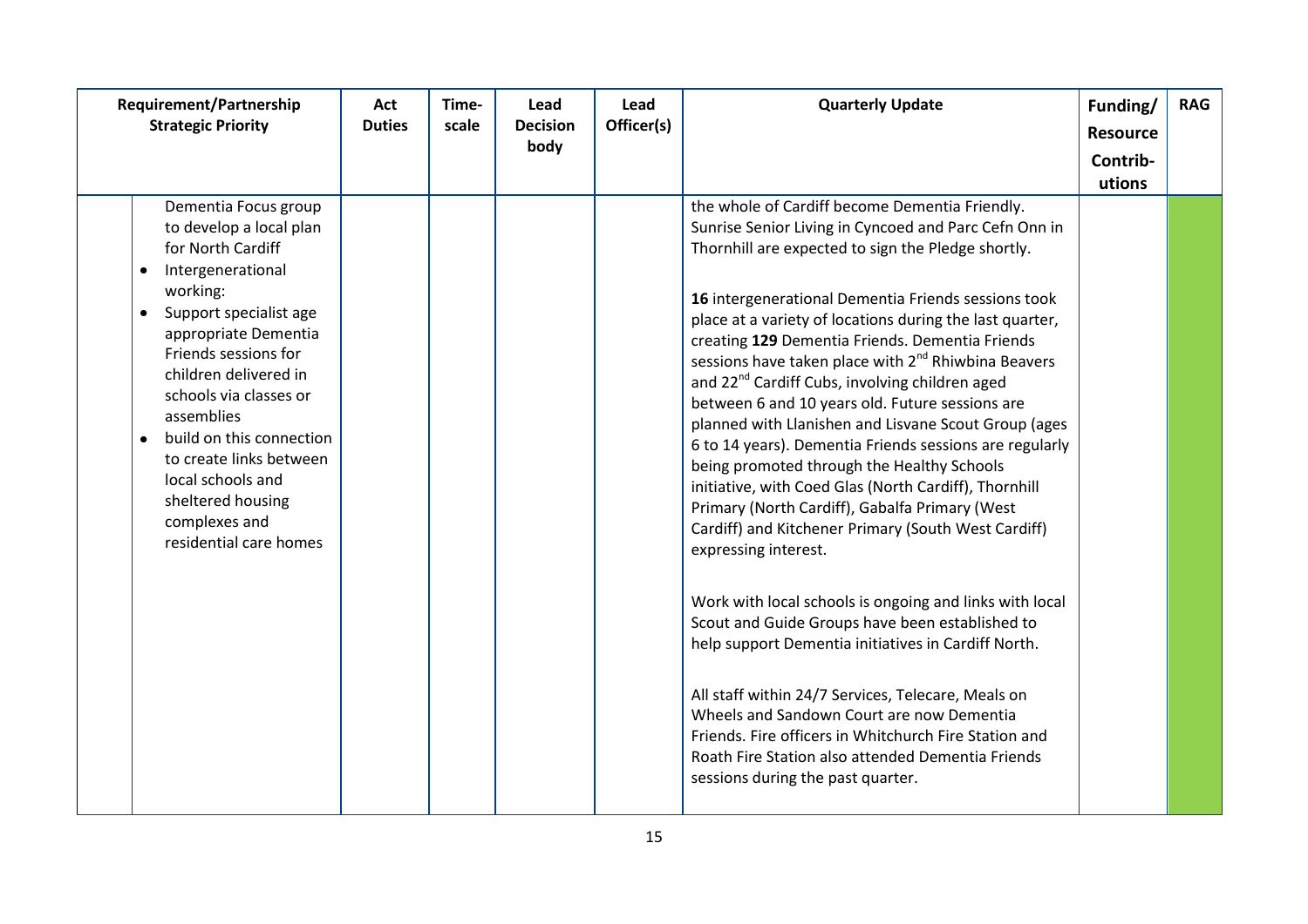| Requirement/Partnership Strategic Priority | Act Duties | Time-scale | Lead Decision body | Lead Officer(s) | Quarterly Update | Funding/ Resource Contrib-utions | RAG |
|---|---|---|---|---|---|---|---|
| Dementia Focus group to develop a local plan for North Cardiff<br>• Intergenerational working:<br>• Support specialist age appropriate Dementia Friends sessions for children delivered in schools via classes or assemblies<br>• build on this connection to create links between local schools and sheltered housing complexes and residential care homes | | | | | the whole of Cardiff become Dementia Friendly. Sunrise Senior Living in Cyncoed and Parc Cefn Onn in Thornhill are expected to sign the Pledge shortly.<br><br>**16** intergenerational Dementia Friends sessions took place at a variety of locations during the last quarter, creating **129** Dementia Friends. Dementia Friends sessions have taken place with 2nd Rhiwbina Beavers and 22nd Cardiff Cubs, involving children aged between 6 and 10 years old. Future sessions are planned with Llanishen and Lisvane Scout Group (ages 6 to 14 years). Dementia Friends sessions are regularly being promoted through the Healthy Schools initiative, with Coed Glas (North Cardiff), Thornhill Primary (North Cardiff), Gabalfa Primary (West Cardiff) and Kitchener Primary (South West Cardiff) expressing interest.<br><br>Work with local schools is ongoing and links with local Scout and Guide Groups have been established to help support Dementia initiatives in Cardiff North.<br><br>All staff within 24/7 Services, Telecare, Meals on Wheels and Sandown Court are now Dementia Friends. Fire officers in Whitchurch Fire Station and Roath Fire Station also attended Dementia Friends sessions during the past quarter. | | |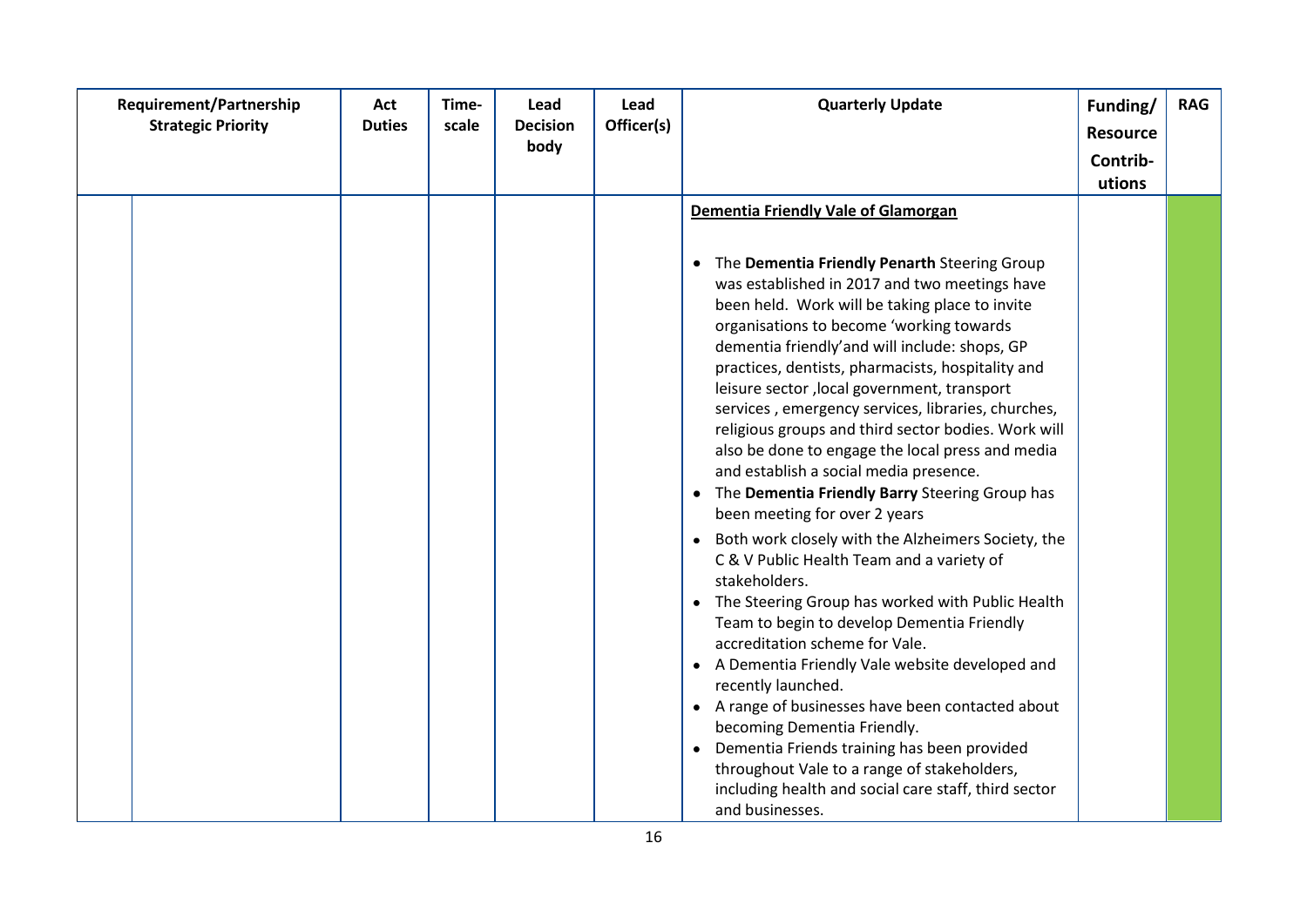| Requirement/Partnership Strategic Priority | | Act Duties | Time-scale | Lead Decision body | Lead Officer(s) | Quarterly Update | Funding/ Resource Contrib-utions | RAG |
|---|---|---|---|---|---|---|---|---|
| | | | | | | **Dementia Friendly Vale of Glamorgan**<br><br>• The **Dementia Friendly Penarth** Steering Group was established in 2017 and two meetings have been held. Work will be taking place to invite organisations to become 'working towards dementia friendly'and will include: shops, GP practices, dentists, pharmacists, hospitality and leisure sector ,local government, transport services , emergency services, libraries, churches, religious groups and third sector bodies. Work will also be done to engage the local press and media and establish a social media presence.<br>• The **Dementia Friendly Barry** Steering Group has been meeting for over 2 years<br>• Both work closely with the Alzheimers Society, the C & V Public Health Team and a variety of stakeholders.<br>• The Steering Group has worked with Public Health Team to begin to develop Dementia Friendly accreditation scheme for Vale.<br>• A Dementia Friendly Vale website developed and recently launched.<br>• A range of businesses have been contacted about becoming Dementia Friendly.<br>• Dementia Friends training has been provided throughout Vale to a range of stakeholders, including health and social care staff, third sector and businesses. | | |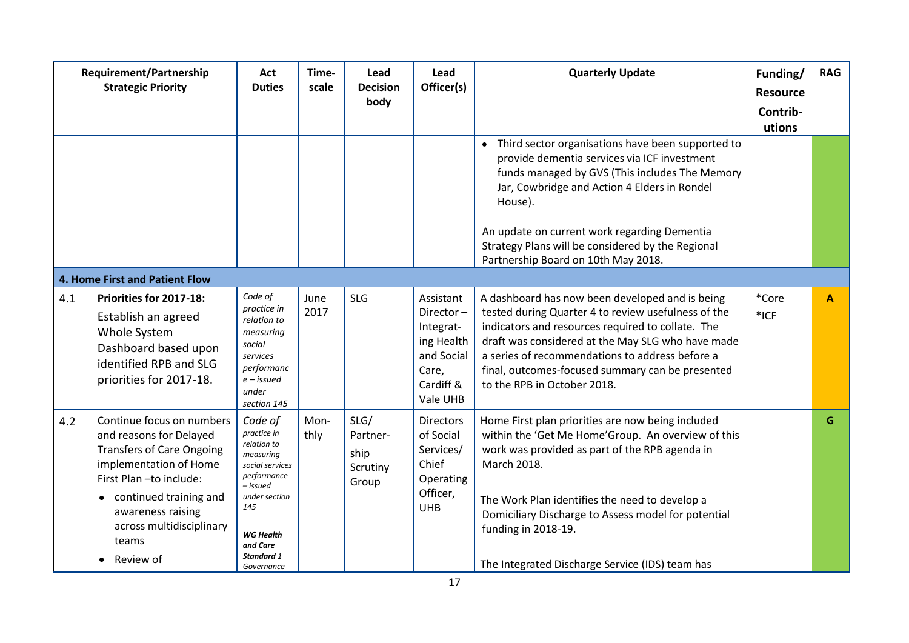| Requirement/Partnership Strategic Priority | | Act Duties | Time-scale | Lead Decision body | Lead Officer(s) | Quarterly Update | Funding/ Resource Contrib-utions | RAG |
|---|---|---|---|---|---|---|---|---|
| | | | | | | • Third sector organisations have been supported to provide dementia services via ICF investment funds managed by GVS (This includes The Memory Jar, Cowbridge and Action 4 Elders in Rondel House).<br><br>An update on current work regarding Dementia Strategy Plans will be considered by the Regional Partnership Board on 10th May 2018. | | |
| **4. Home First and Patient Flow** | | | | | | | | |
| 4.1 | **Priorities for 2017-18:**<br>Establish an agreed Whole System Dashboard based upon identified RPB and SLG priorities for 2017-18. | *Code of practice in relation to measuring social services performance – issued under section 145* | June 2017 | SLG | Assistant Director – Integrating Health and Social Care, Cardiff & Vale UHB | A dashboard has now been developed and is being tested during Quarter 4 to review usefulness of the indicators and resources required to collate. The draft was considered at the May SLG who have made a series of recommendations to address before a final, outcomes-focused summary can be presented to the RPB in October 2018. | *Core<br>*ICF | A |
| 4.2 | Continue focus on numbers and reasons for Delayed Transfers of Care Ongoing implementation of Home First Plan –to include:<br>• continued training and awareness raising across multidisciplinary teams<br>• Review of | *Code of practice in relation to measuring social services performance – issued under section 145*<br><br>***WG Health and Care Standard** 1 Governance* | Mon-thly | SLG/ Partnership Scrutiny Group | Directors of Social Services/ Chief Operating Officer, UHB | Home First plan priorities are now being included within the 'Get Me Home'Group. An overview of this work was provided as part of the RPB agenda in March 2018.<br><br>The Work Plan identifies the need to develop a Domiciliary Discharge to Assess model for potential funding in 2018-19.<br><br>The Integrated Discharge Service (IDS) team has | | G |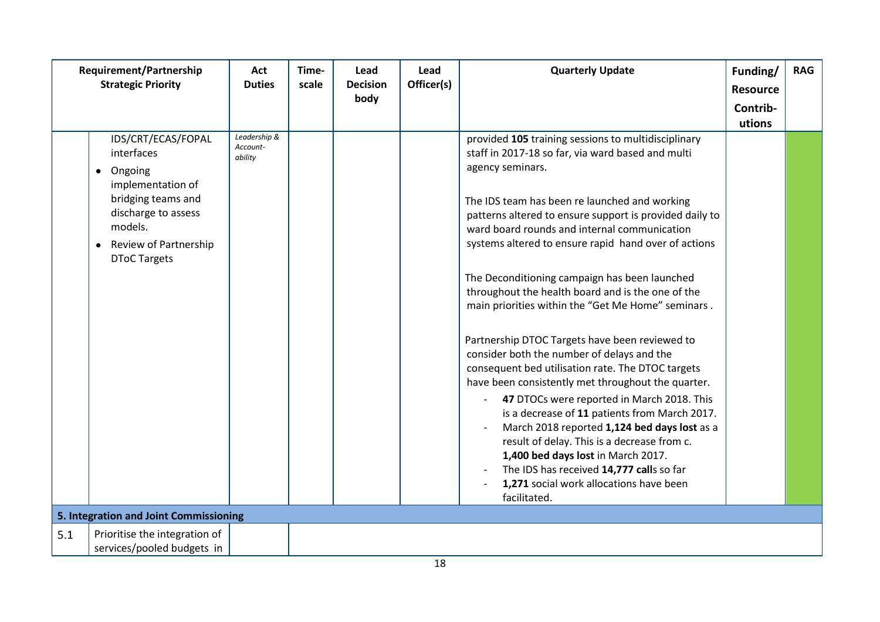| | Requirement/Partnership Strategic Priority | Act Duties | Time-scale | Lead Decision body | Lead Officer(s) | Quarterly Update | Funding/ Resource Contrib-utions | RAG |
|---|---|---|---|---|---|---|---|---|
| | IDS/CRT/ECAS/FOPAL interfaces<br>• Ongoing implementation of bridging teams and discharge to assess models.<br>• Review of Partnership DToC Targets | *Leadership & Account-ability* | | | | provided **105** training sessions to multidisciplinary staff in 2017-18 so far, via ward based and multi agency seminars.<br><br>The IDS team has been re launched and working patterns altered to ensure support is provided daily to ward board rounds and internal communication systems altered to ensure rapid hand over of actions<br><br>The Deconditioning campaign has been launched throughout the health board and is the one of the main priorities within the "Get Me Home" seminars .<br><br>Partnership DTOC Targets have been reviewed to consider both the number of delays and the consequent bed utilisation rate. The DTOC targets have been consistently met throughout the quarter.<br>- **47** DTOCs were reported in March 2018. This is a decrease of **11** patients from March 2017.<br>- March 2018 reported **1,124 bed days lost** as a result of delay. This is a decrease from c. **1,400 bed days lost** in March 2017.<br>- The IDS has received **14,777 call**s so far<br>- **1,271** social work allocations have been facilitated. | | |
| **5. Integration and Joint Commissioning** | | | | | | | | |
| 5.1 | Prioritise the integration of services/pooled budgets in | | | | | | | |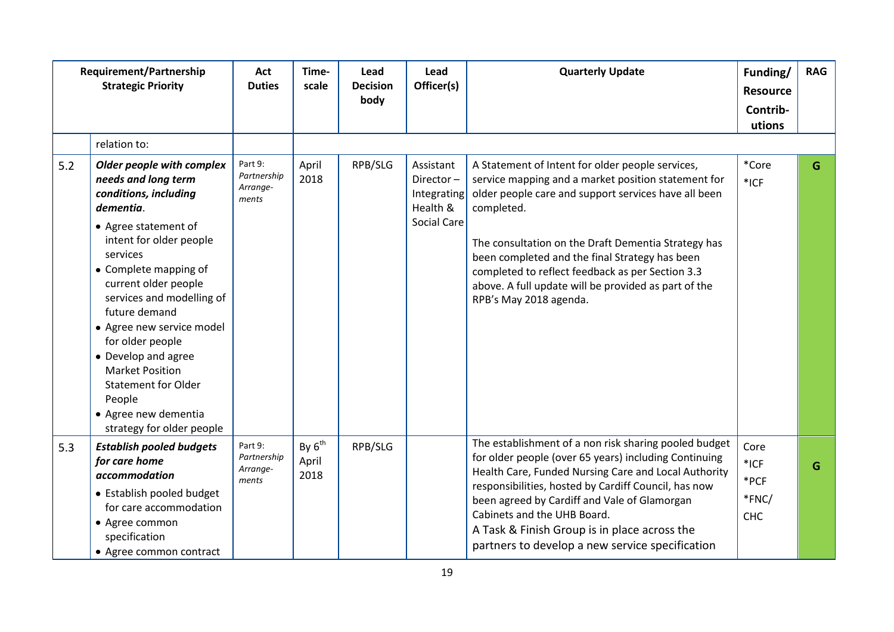| | Requirement/Partnership Strategic Priority | Act Duties | Time-scale | Lead Decision body | Lead Officer(s) | Quarterly Update | Funding/ Resource Contrib-utions | RAG |
|---|---|---|---|---|---|---|---|---|
| | relation to: | | | | | | | |
| 5.2 | ***Older people with complex needs and long term conditions, including dementia*.**<br>• Agree statement of intent for older people services<br>• Complete mapping of current older people services and modelling of future demand<br>• Agree new service model for older people<br>• Develop and agree Market Position Statement for Older People<br>• Agree new dementia strategy for older people | *Part 9: Partnership Arrange-ments* | April 2018 | RPB/SLG | Assistant Director – Integrating Health & Social Care | A Statement of Intent for older people services, service mapping and a market position statement for older people care and support services have all been completed.<br><br>The consultation on the Draft Dementia Strategy has been completed and the final Strategy has been completed to reflect feedback as per Section 3.3 above. A full update will be provided as part of the RPB's May 2018 agenda. | *Core<br>*ICF | G |
| 5.3 | ***Establish pooled budgets for care home accommodation***<br>• Establish pooled budget for care accommodation<br>• Agree common specification<br>• Agree common contract | *Part 9: Partnership Arrange-ments* | By 6th April 2018 | RPB/SLG | | The establishment of a non risk sharing pooled budget for older people (over 65 years) including Continuing Health Care, Funded Nursing Care and Local Authority responsibilities, hosted by Cardiff Council, has now been agreed by Cardiff and Vale of Glamorgan Cabinets and the UHB Board.<br>A Task & Finish Group is in place across the partners to develop a new service specification | Core<br>*ICF<br>*PCF<br>*FNC/ CHC | G |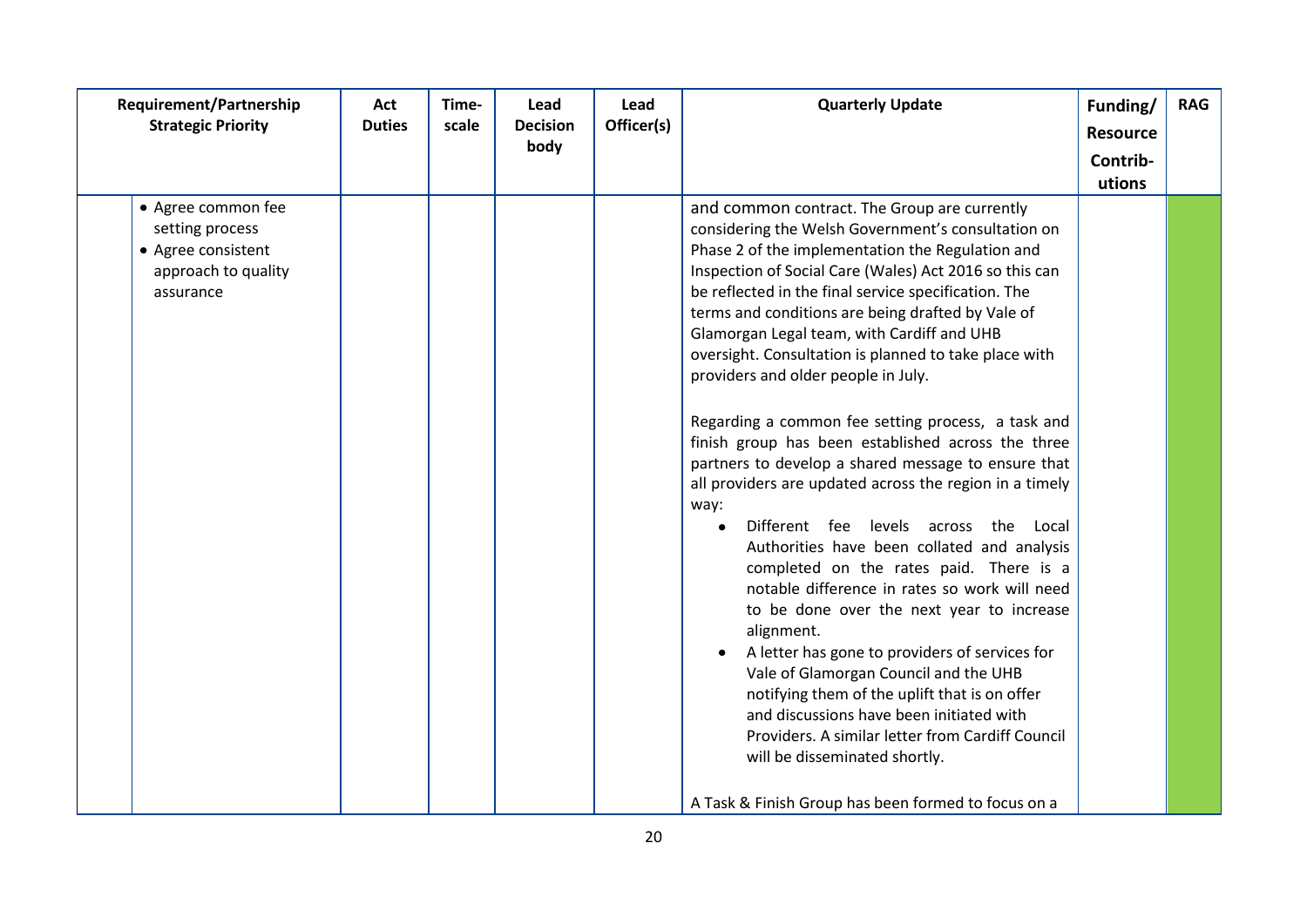| Requirement/Partnership Strategic Priority | Act Duties | Time-scale | Lead Decision body | Lead Officer(s) | Quarterly Update | Funding/ Resource Contrib-utions | RAG |
|---|---|---|---|---|---|---|---|
| • Agree common fee setting process<br>• Agree consistent approach to quality assurance | | | | | and common contract. The Group are currently considering the Welsh Government's consultation on Phase 2 of the implementation the Regulation and Inspection of Social Care (Wales) Act 2016 so this can be reflected in the final service specification. The terms and conditions are being drafted by Vale of Glamorgan Legal team, with Cardiff and UHB oversight. Consultation is planned to take place with providers and older people in July.<br><br>Regarding a common fee setting process, a task and finish group has been established across the three partners to develop a shared message to ensure that all providers are updated across the region in a timely way:<br>• Different fee levels across the Local Authorities have been collated and analysis completed on the rates paid. There is a notable difference in rates so work will need to be done over the next year to increase alignment.<br>• A letter has gone to providers of services for Vale of Glamorgan Council and the UHB notifying them of the uplift that is on offer and discussions have been initiated with Providers. A similar letter from Cardiff Council will be disseminated shortly.<br><br>A Task & Finish Group has been formed to focus on a | | |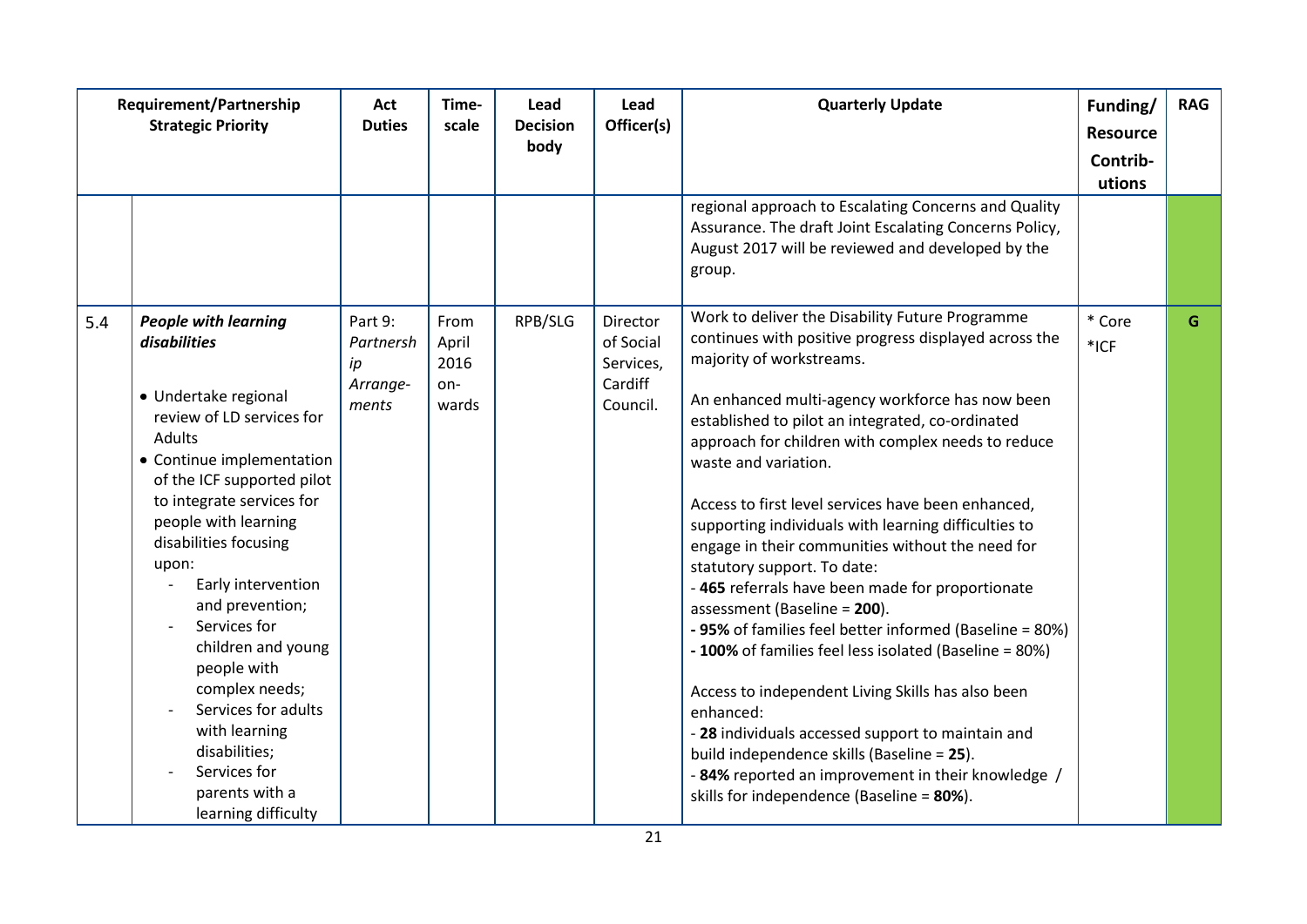| | Requirement/Partnership Strategic Priority | Act Duties | Time-scale | Lead Decision body | Lead Officer(s) | Quarterly Update | Funding/ Resource Contrib-utions | RAG |
|---|---|---|---|---|---|---|---|---|
| | | | | | | regional approach to Escalating Concerns and Quality Assurance. The draft Joint Escalating Concerns Policy, August 2017 will be reviewed and developed by the group. | | |
| 5.4 | ***People with learning disabilities***<br><br>• Undertake regional review of LD services for Adults<br>• Continue implementation of the ICF supported pilot to integrate services for people with learning disabilities focusing upon:<br>- Early intervention and prevention;<br>- Services for children and young people with complex needs;<br>- Services for adults with learning disabilities;<br>- Services for parents with a learning difficulty | Part 9: *Partnership Arrange-ments* | From April 2016 on-wards | RPB/SLG | Director of Social Services, Cardiff Council. | Work to deliver the Disability Future Programme continues with positive progress displayed across the majority of workstreams.<br><br>An enhanced multi-agency workforce has now been established to pilot an integrated, co-ordinated approach for children with complex needs to reduce waste and variation.<br><br>Access to first level services have been enhanced, supporting individuals with learning difficulties to engage in their communities without the need for statutory support. To date:<br>- **465** referrals have been made for proportionate assessment (Baseline = **200**).<br>**- 95%** of families feel better informed (Baseline = 80%)<br>**- 100%** of families feel less isolated (Baseline = 80%)<br><br>Access to independent Living Skills has also been enhanced:<br>- **28** individuals accessed support to maintain and build independence skills (Baseline = **25**).<br>- **84%** reported an improvement in their knowledge / skills for independence (Baseline = **80%**). | * Core<br>*ICF | G |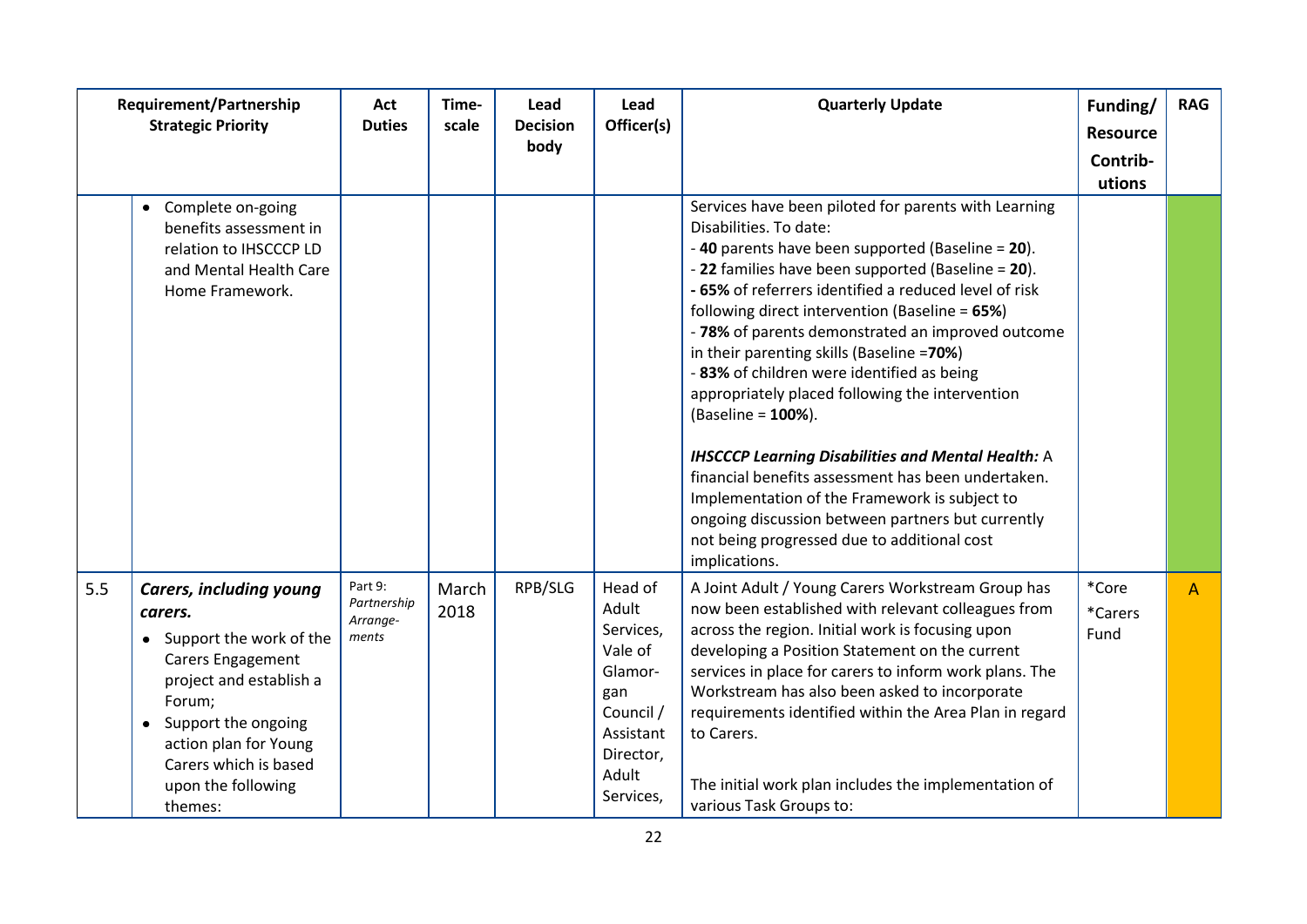| | Requirement/Partnership Strategic Priority | Act Duties | Time-scale | Lead Decision body | Lead Officer(s) | Quarterly Update | Funding/ Resource Contrib-utions | RAG |
|---|---|---|---|---|---|---|---|---|
| | • Complete on-going benefits assessment in relation to IHSCCCP LD and Mental Health Care Home Framework. | | | | | Services have been piloted for parents with Learning Disabilities. To date:<br>- **40** parents have been supported (Baseline = **20**).<br>- **22** families have been supported (Baseline = **20**).<br>**- 65%** of referrers identified a reduced level of risk following direct intervention (Baseline = **65%**)<br>- **78%** of parents demonstrated an improved outcome in their parenting skills (Baseline =**70%**)<br>- **83%** of children were identified as being appropriately placed following the intervention (Baseline = **100%**).<br><br>***IHSCCCP Learning Disabilities and Mental Health:*** A financial benefits assessment has been undertaken. Implementation of the Framework is subject to ongoing discussion between partners but currently not being progressed due to additional cost implications. | | |
| 5.5 | ***Carers, including young carers.***<br>• Support the work of the Carers Engagement project and establish a Forum;<br>• Support the ongoing action plan for Young Carers which is based upon the following themes: | *Part 9: Partnership Arrange-ments* | March 2018 | RPB/SLG | Head of Adult Services, Vale of Glamor-gan Council / Assistant Director, Adult Services, | A Joint Adult / Young Carers Workstream Group has now been established with relevant colleagues from across the region. Initial work is focusing upon developing a Position Statement on the current services in place for carers to inform work plans. The Workstream has also been asked to incorporate requirements identified within the Area Plan in regard to Carers.<br><br>The initial work plan includes the implementation of various Task Groups to: | *Core<br>*Carers Fund | A |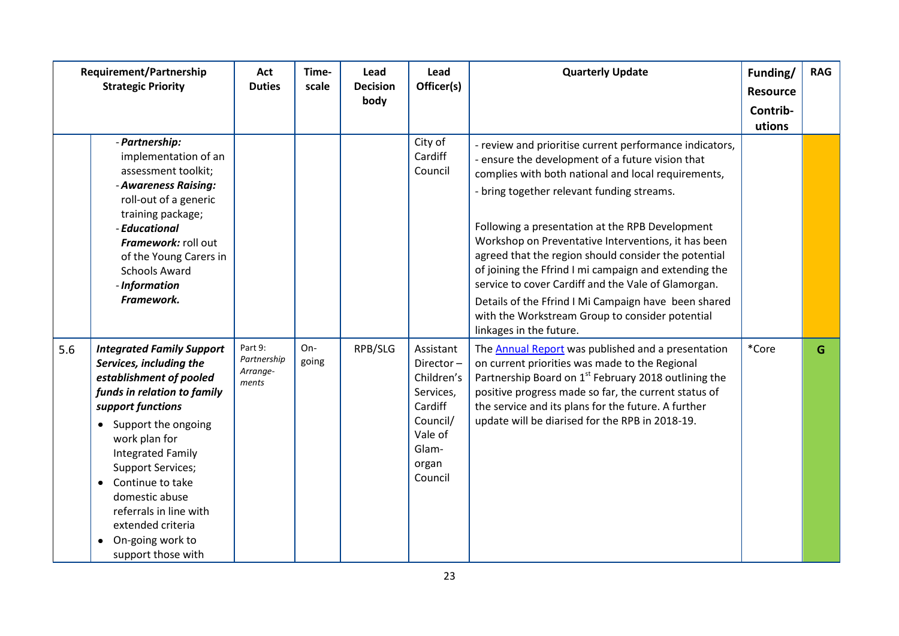| | Requirement/Partnership Strategic Priority | Act Duties | Time-scale | Lead Decision body | Lead Officer(s) | Quarterly Update | Funding/ Resource Contrib-utions | RAG |
|---|---|---|---|---|---|---|---|---|
| | - ***Partnership:*** implementation of an assessment toolkit;<br>- ***Awareness Raising:*** roll-out of a generic training package;<br>- ***Educational Framework:*** roll out of the Young Carers in Schools Award<br>- ***Information Framework.*** | | | | City of Cardiff Council | - review and prioritise current performance indicators,<br>- ensure the development of a future vision that complies with both national and local requirements,<br>- bring together relevant funding streams.<br><br>Following a presentation at the RPB Development Workshop on Preventative Interventions, it has been agreed that the region should consider the potential of joining the Ffrind I mi campaign and extending the service to cover Cardiff and the Vale of Glamorgan.<br>Details of the Ffrind I Mi Campaign have been shared with the Workstream Group to consider potential linkages in the future. | | |
| 5.6 | ***Integrated Family Support Services, including the establishment of pooled funds in relation to family support functions***<br>• Support the ongoing work plan for Integrated Family Support Services;<br>• Continue to take domestic abuse referrals in line with extended criteria<br>• On-going work to support those with | Part 9: *Partnership Arrange-ments* | On-going | RPB/SLG | Assistant Director – Children's Services, Cardiff Council/ Vale of Glam-organ Council | The Annual Report was published and a presentation on current priorities was made to the Regional Partnership Board on 1st February 2018 outlining the positive progress made so far, the current status of the service and its plans for the future. A further update will be diarised for the RPB in 2018-19. | *Core | G |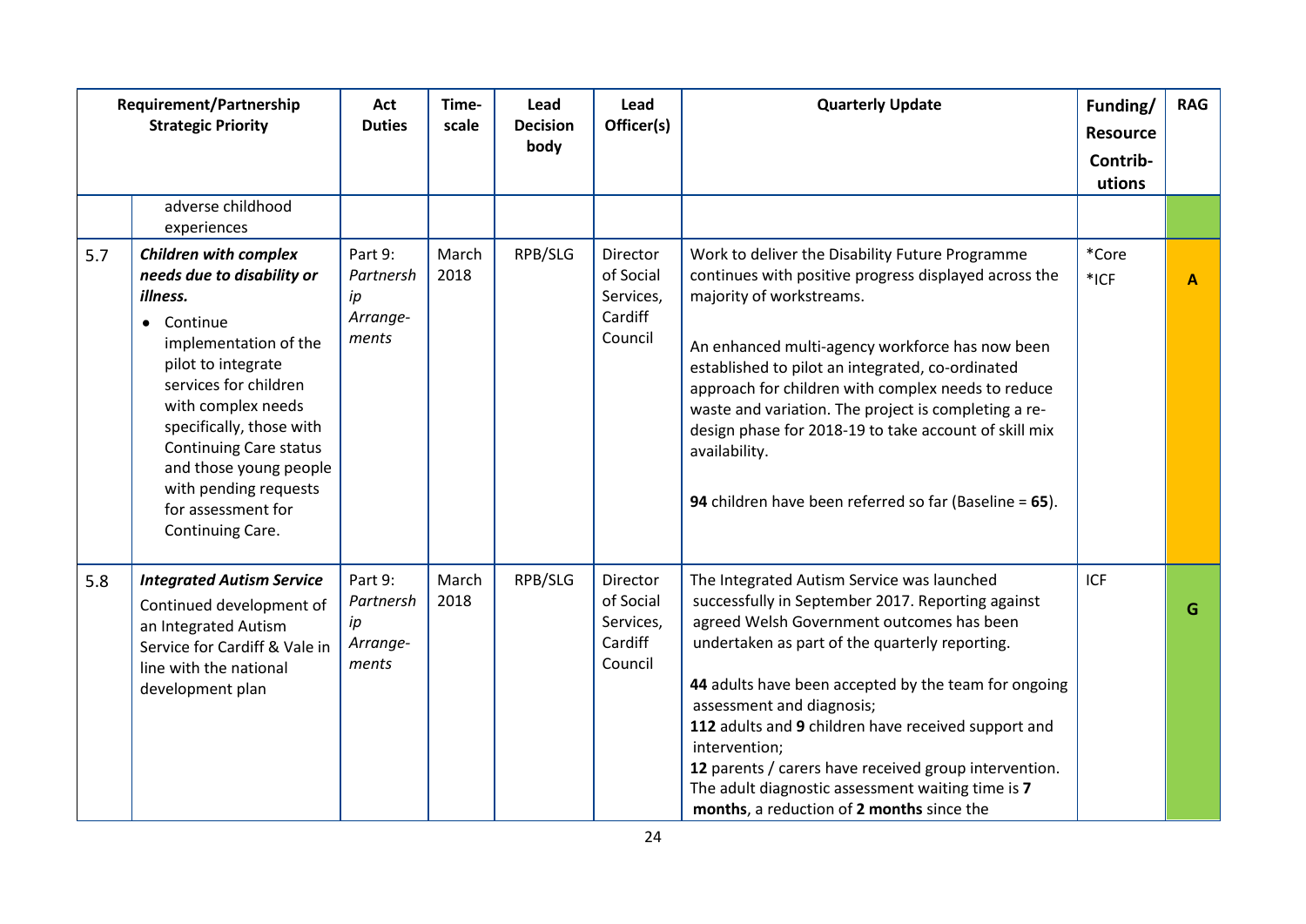| | Requirement/Partnership Strategic Priority | Act Duties | Time-scale | Lead Decision body | Lead Officer(s) | Quarterly Update | Funding/ Resource Contrib-utions | RAG |
|---|---|---|---|---|---|---|---|---|
| | adverse childhood experiences | | | | | | | |
| 5.7 | ***Children with complex needs due to disability or illness.*** <br>• Continue implementation of the pilot to integrate services for children with complex needs specifically, those with Continuing Care status and those young people with pending requests for assessment for Continuing Care. | Part 9: *Partnership Arrange-ments* | March 2018 | RPB/SLG | Director of Social Services, Cardiff Council | Work to deliver the Disability Future Programme continues with positive progress displayed across the majority of workstreams.<br><br>An enhanced multi-agency workforce has now been established to pilot an integrated, co-ordinated approach for children with complex needs to reduce waste and variation. The project is completing a re-design phase for 2018-19 to take account of skill mix availability.<br><br>**94** children have been referred so far (Baseline = **65**). | *Core<br>*ICF | A |
| 5.8 | ***Integrated Autism Service*** <br>Continued development of an Integrated Autism Service for Cardiff & Vale in line with the national development plan | Part 9: *Partnership Arrange-ments* | March 2018 | RPB/SLG | Director of Social Services, Cardiff Council | The Integrated Autism Service was launched successfully in September 2017. Reporting against agreed Welsh Government outcomes has been undertaken as part of the quarterly reporting.<br><br>**44** adults have been accepted by the team for ongoing assessment and diagnosis;<br>**112** adults and **9** children have received support and intervention;<br>**12** parents / carers have received group intervention.<br>The adult diagnostic assessment waiting time is **7 months**, a reduction of **2 months** since the | ICF | G |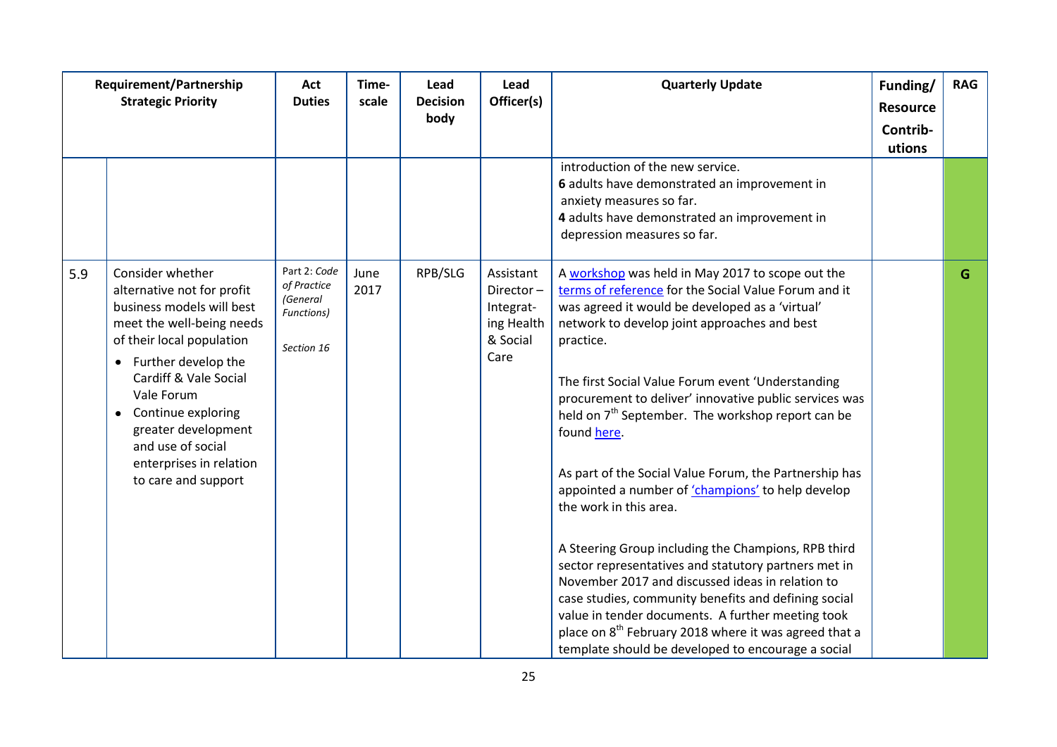| | Requirement/Partnership Strategic Priority | Act Duties | Time-scale | Lead Decision body | Lead Officer(s) | Quarterly Update | Funding/ Resource Contrib-utions | RAG |
|---|---|---|---|---|---|---|---|---|
| | | | | | | introduction of the new service.<br>**6** adults have demonstrated an improvement in anxiety measures so far.<br>**4** adults have demonstrated an improvement in depression measures so far. | | |
| 5.9 | Consider whether alternative not for profit business models will best meet the well-being needs of their local population<br>• Further develop the Cardiff & Vale Social Vale Forum<br>• Continue exploring greater development and use of social enterprises in relation to care and support | Part 2: *Code of Practice (General Functions)*<br><br>*Section 16* | June 2017 | RPB/SLG | Assistant Director – Integrat-ing Health & Social Care | A workshop was held in May 2017 to scope out the terms of reference for the Social Value Forum and it was agreed it would be developed as a 'virtual' network to develop joint approaches and best practice.<br><br>The first Social Value Forum event 'Understanding procurement to deliver' innovative public services was held on 7th September. The workshop report can be found here.<br><br>As part of the Social Value Forum, the Partnership has appointed a number of 'champions' to help develop the work in this area.<br><br>A Steering Group including the Champions, RPB third sector representatives and statutory partners met in November 2017 and discussed ideas in relation to case studies, community benefits and defining social value in tender documents. A further meeting took place on 8th February 2018 where it was agreed that a template should be developed to encourage a social | | G |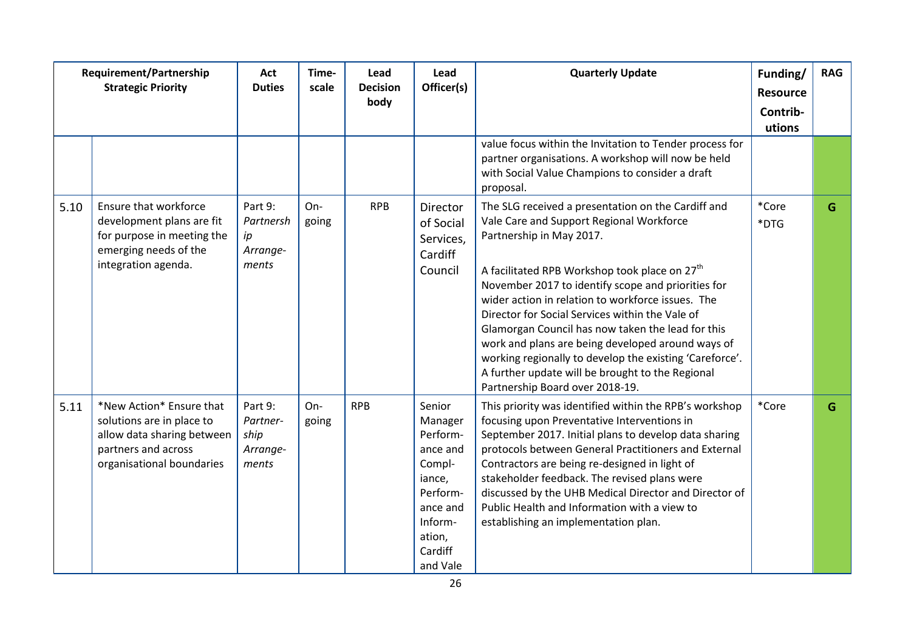| Requirement/Partnership Strategic Priority | | Act Duties | Time-scale | Lead Decision body | Lead Officer(s) | Quarterly Update | Funding/ Resource Contrib-utions | RAG |
|---|---|---|---|---|---|---|---|---|
| | | | | | | value focus within the Invitation to Tender process for partner organisations. A workshop will now be held with Social Value Champions to consider a draft proposal. | | |
| 5.10 | Ensure that workforce development plans are fit for purpose in meeting the emerging needs of the integration agenda. | Part 9: *Partnership Arrange-ments* | On-going | RPB | Director of Social Services, Cardiff Council | The SLG received a presentation on the Cardiff and Vale Care and Support Regional Workforce Partnership in May 2017.<br><br>A facilitated RPB Workshop took place on 27th November 2017 to identify scope and priorities for wider action in relation to workforce issues. The Director for Social Services within the Vale of Glamorgan Council has now taken the lead for this work and plans are being developed around ways of working regionally to develop the existing 'Careforce'. A further update will be brought to the Regional Partnership Board over 2018-19. | *Core<br>*DTG | G |
| 5.11 | *New Action* Ensure that solutions are in place to allow data sharing between partners and across organisational boundaries | Part 9: *Partner-ship Arrange-ments* | On-going | RPB | Senior Manager Perform-ance and Compl-iance, Perform-ance and Inform-ation, Cardiff and Vale | This priority was identified within the RPB's workshop focusing upon Preventative Interventions in September 2017. Initial plans to develop data sharing protocols between General Practitioners and External Contractors are being re-designed in light of stakeholder feedback. The revised plans were discussed by the UHB Medical Director and Director of Public Health and Information with a view to establishing an implementation plan. | *Core | G |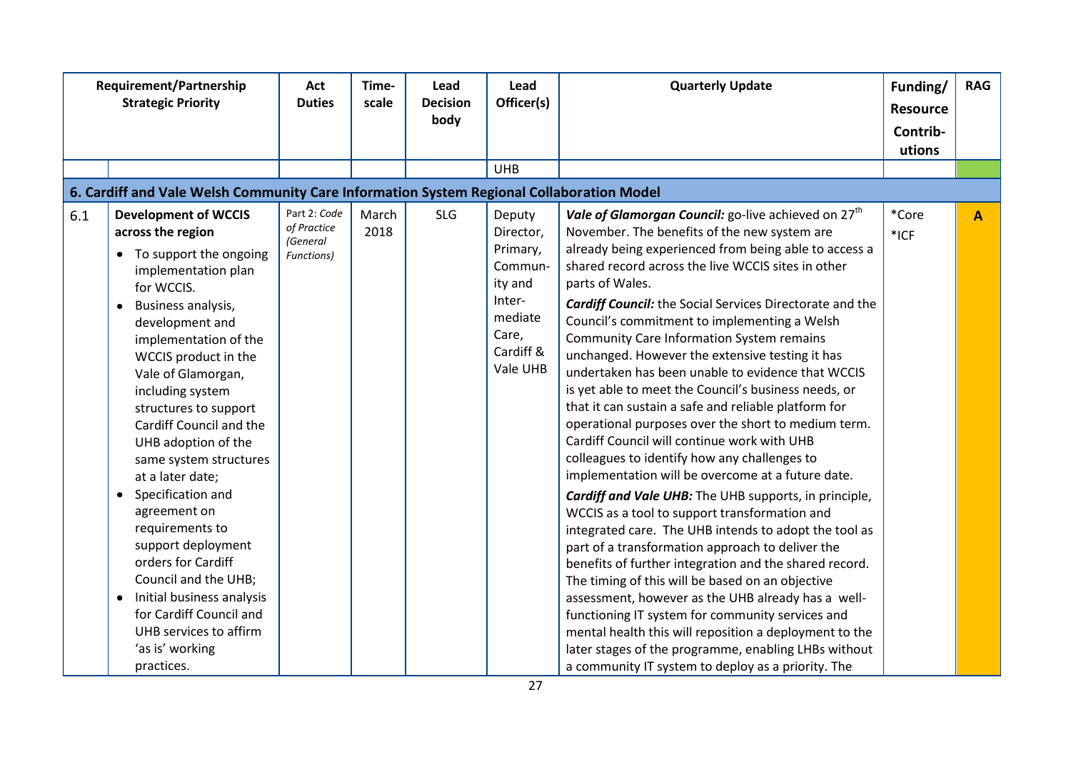| Requirement/Partnership Strategic Priority | | Act Duties | Time-scale | Lead Decision body | Lead Officer(s) | Quarterly Update | Funding/ Resource Contrib-utions | RAG |
|---|---|---|---|---|---|---|---|---|
| | | | | | UHB | | | |
| **6. Cardiff and Vale Welsh Community Care Information System Regional Collaboration Model** | | | | | | | | |
| 6.1 | **Development of WCCIS across the region**<br>• To support the ongoing implementation plan for WCCIS.<br>• Business analysis, development and implementation of the WCCIS product in the Vale of Glamorgan, including system structures to support Cardiff Council and the UHB adoption of the same system structures at a later date;<br>• Specification and agreement on requirements to support deployment orders for Cardiff Council and the UHB;<br>• Initial business analysis for Cardiff Council and UHB services to affirm 'as is' working practices. | Part 2: *Code of Practice (General Functions)* | March 2018 | SLG | Deputy Director, Primary, Community and Intermediate Care, Cardiff & Vale UHB | ***Vale of Glamorgan Council:*** go-live achieved on 27th November. The benefits of the new system are already being experienced from being able to access a shared record across the live WCCIS sites in other parts of Wales.<br>***Cardiff Council:*** the Social Services Directorate and the Council's commitment to implementing a Welsh Community Care Information System remains unchanged. However the extensive testing it has undertaken has been unable to evidence that WCCIS is yet able to meet the Council's business needs, or that it can sustain a safe and reliable platform for operational purposes over the short to medium term. Cardiff Council will continue work with UHB colleagues to identify how any challenges to implementation will be overcome at a future date.<br>***Cardiff and Vale UHB:*** The UHB supports, in principle, WCCIS as a tool to support transformation and integrated care. The UHB intends to adopt the tool as part of a transformation approach to deliver the benefits of further integration and the shared record. The timing of this will be based on an objective assessment, however as the UHB already has a well-functioning IT system for community services and mental health this will reposition a deployment to the later stages of the programme, enabling LHBs without a community IT system to deploy as a priority. The | *Core<br>*ICF | A |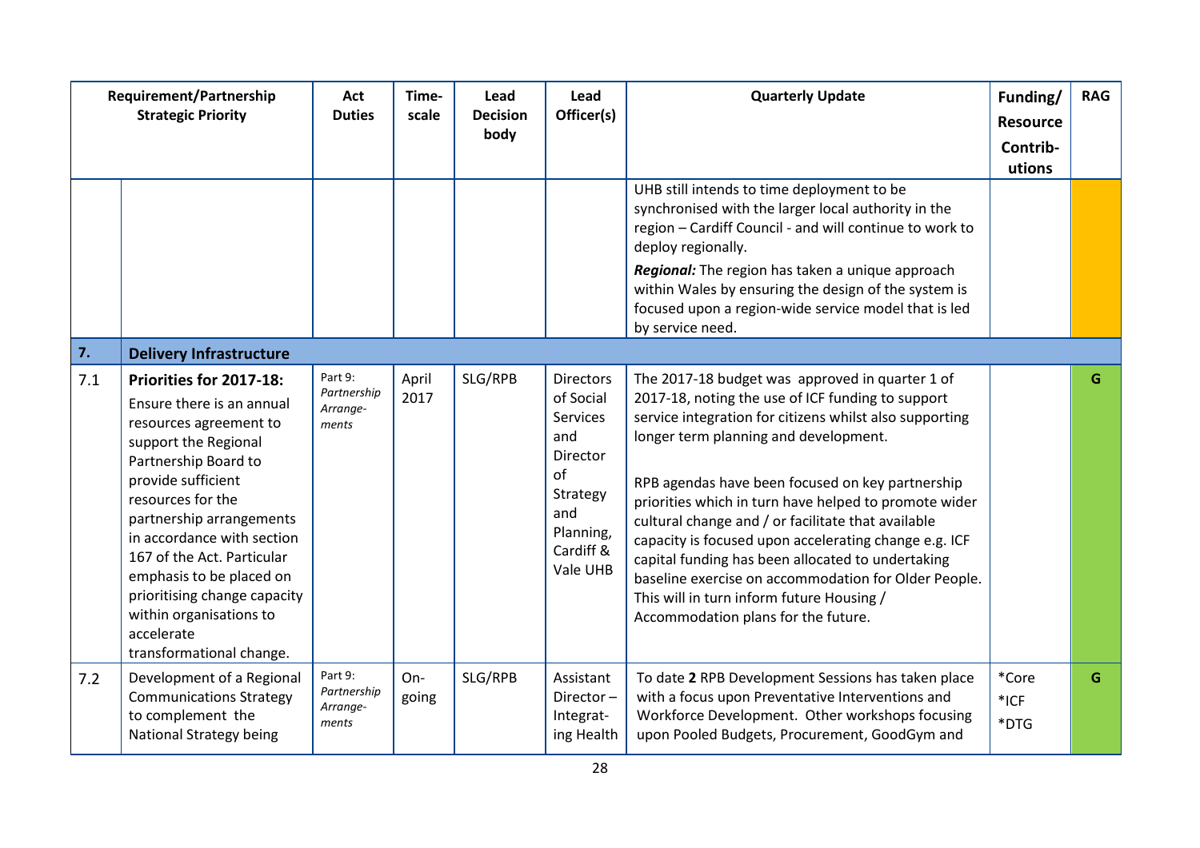| Requirement/Partnership Strategic Priority | | Act Duties | Time-scale | Lead Decision body | Lead Officer(s) | Quarterly Update | Funding/ Resource Contrib-utions | RAG |
|---|---|---|---|---|---|---|---|---|
| | | | | | | UHB still intends to time deployment to be synchronised with the larger local authority in the region – Cardiff Council - and will continue to work to deploy regionally.<br>***Regional:*** The region has taken a unique approach within Wales by ensuring the design of the system is focused upon a region-wide service model that is led by service need. | | |
| **7.** | **Delivery Infrastructure** | | | | | | | |
| 7.1 | **Priorities for 2017-18:**<br>Ensure there is an annual resources agreement to support the Regional Partnership Board to provide sufficient resources for the partnership arrangements in accordance with section 167 of the Act. Particular emphasis to be placed on prioritising change capacity within organisations to accelerate transformational change. | *Part 9: Partnership Arrange-ments* | April 2017 | SLG/RPB | Directors of Social Services and Director of Strategy and Planning, Cardiff & Vale UHB | The 2017-18 budget was approved in quarter 1 of 2017-18, noting the use of ICF funding to support service integration for citizens whilst also supporting longer term planning and development.<br><br>RPB agendas have been focused on key partnership priorities which in turn have helped to promote wider cultural change and / or facilitate that available capacity is focused upon accelerating change e.g. ICF capital funding has been allocated to undertaking baseline exercise on accommodation for Older People. This will in turn inform future Housing / Accommodation plans for the future. | | G |
| 7.2 | Development of a Regional Communications Strategy to complement the National Strategy being | *Part 9: Partnership Arrange-ments* | On-going | SLG/RPB | Assistant Director – Integrat-ing Health | To date **2** RPB Development Sessions has taken place with a focus upon Preventative Interventions and Workforce Development. Other workshops focusing upon Pooled Budgets, Procurement, GoodGym and | *Core<br>*ICF<br>*DTG | G |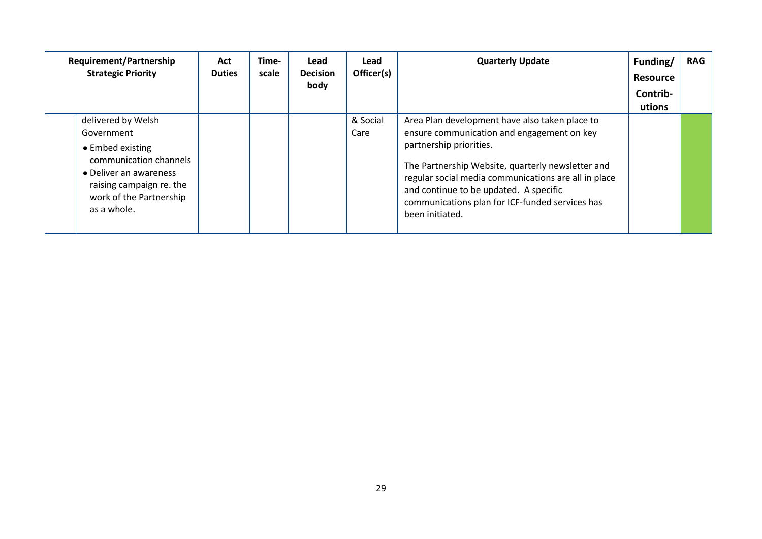| Requirement/Partnership Strategic Priority | | Act Duties | Time-scale | Lead Decision body | Lead Officer(s) | Quarterly Update | Funding/ Resource Contrib-utions | RAG |
|---|---|---|---|---|---|---|---|---|
| | delivered by Welsh Government<br>• Embed existing communication channels<br>• Deliver an awareness raising campaign re. the work of the Partnership as a whole. | | | | & Social Care | Area Plan development have also taken place to ensure communication and engagement on key partnership priorities.<br><br>The Partnership Website, quarterly newsletter and regular social media communications are all in place and continue to be updated. A specific communications plan for ICF-funded services has been initiated. | | |